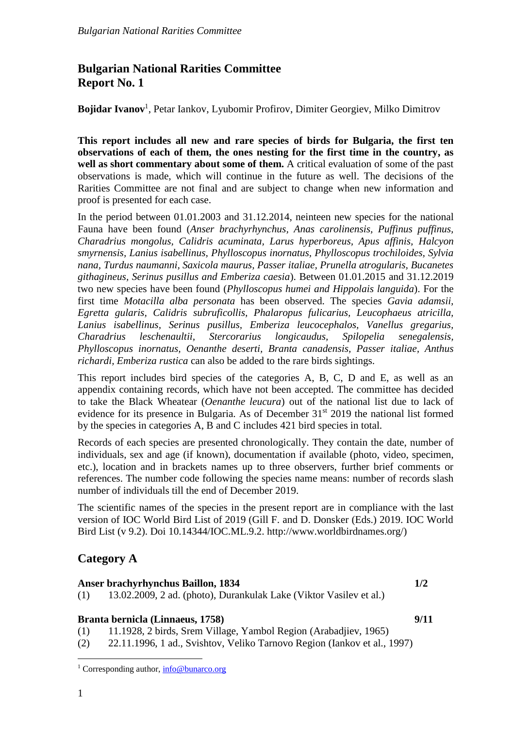# Bulgarian National Rarities Committee
# Report No. 1

**Bojidar Ivanov**[1], Petar Iankov, Lyubomir Profirov, Dimiter Georgiev, Milko Dimitrov

**This report includes all new and rare species of birds for Bulgaria, the first ten observations of each of them, the ones nesting for the first time in the country, as well as short commentary about some of them.** A critical evaluation of some of the past observations is made, which will continue in the future as well. The decisions of the Rarities Committee are not final and are subject to change when new information and proof is presented for each case.

In the period between 01.01.2003 and 31.12.2014, neinteen new species for the national Fauna have been found (*Anser brachyrhynchus, Anas carolinensis, Puffinus puffinus, Charadrius mongolus, Calidris acuminata, Larus hyperboreus, Apus affinis, Halcyon smyrnensis, Lanius isabellinus, Phylloscopus inornatus, Phylloscopus trochiloides, Sylvia nana, Turdus naumanni, Saxicola maurus, Passer italiae, Prunella atrogularis, Bucanetes githagineus, Serinus pusillus and Emberiza caesia*). Between 01.01.2015 and 31.12.2019 two new species have been found (*Phylloscopus humei and Hippolais languida*). For the first time *Motacilla alba personata* has been observed. The species *Gavia adamsii, Egretta gularis, Calidris subruficollis, Phalaropus fulicarius, Leucophaeus atricilla, Lanius isabellinus, Serinus pusillus, Emberiza leucocephalos, Vanellus gregarius, Charadrius leschenaultii, Stercorarius longicaudus, Spilopelia senegalensis, Phylloscopus inornatus, Oenanthe deserti, Branta canadensis, Passer italiae, Anthus richardi, Emberiza rustica* can also be added to the rare birds sightings.

This report includes bird species of the categories A, B, C, D and E, as well as an appendix containing records, which have not been accepted. The committee has decided to take the Black Wheatear (*Oenanthe leucura*) out of the national list due to lack of evidence for its presence in Bulgaria. As of December 31st 2019 the national list formed by the species in categories A, B and C includes 421 bird species in total.

Records of each species are presented chronologically. They contain the date, number of individuals, sex and age (if known), documentation if available (photo, video, specimen, etc.), location and in brackets names up to three observers, further brief comments or references. The number code following the species name means: number of records slash number of individuals till the end of December 2019.

The scientific names of the species in the present report are in compliance with the last version of IOC World Bird List of 2019 (Gill F. and D. Donsker (Eds.) 2019. IOC World Bird List (v 9.2). Doi 10.14344/IOC.ML.9.2. http://www.worldbirdnames.org/)

## Category A

**Anser brachyrhynchus Baillon, 1834** **1/2**

(1) 13.02.2009, 2 ad. (photo), Durankulak Lake (Viktor Vasilev et al.)

**Branta bernicla (Linnaeus, 1758)** **9/11**

(1) 11.1928, 2 birds, Srem Village, Yambol Region (Arabadjiev, 1965)

(2) 22.11.1996, 1 ad., Svishtov, Veliko Tarnovo Region (Iankov et al., 1997)

[1] Corresponding author, info@bunarco.org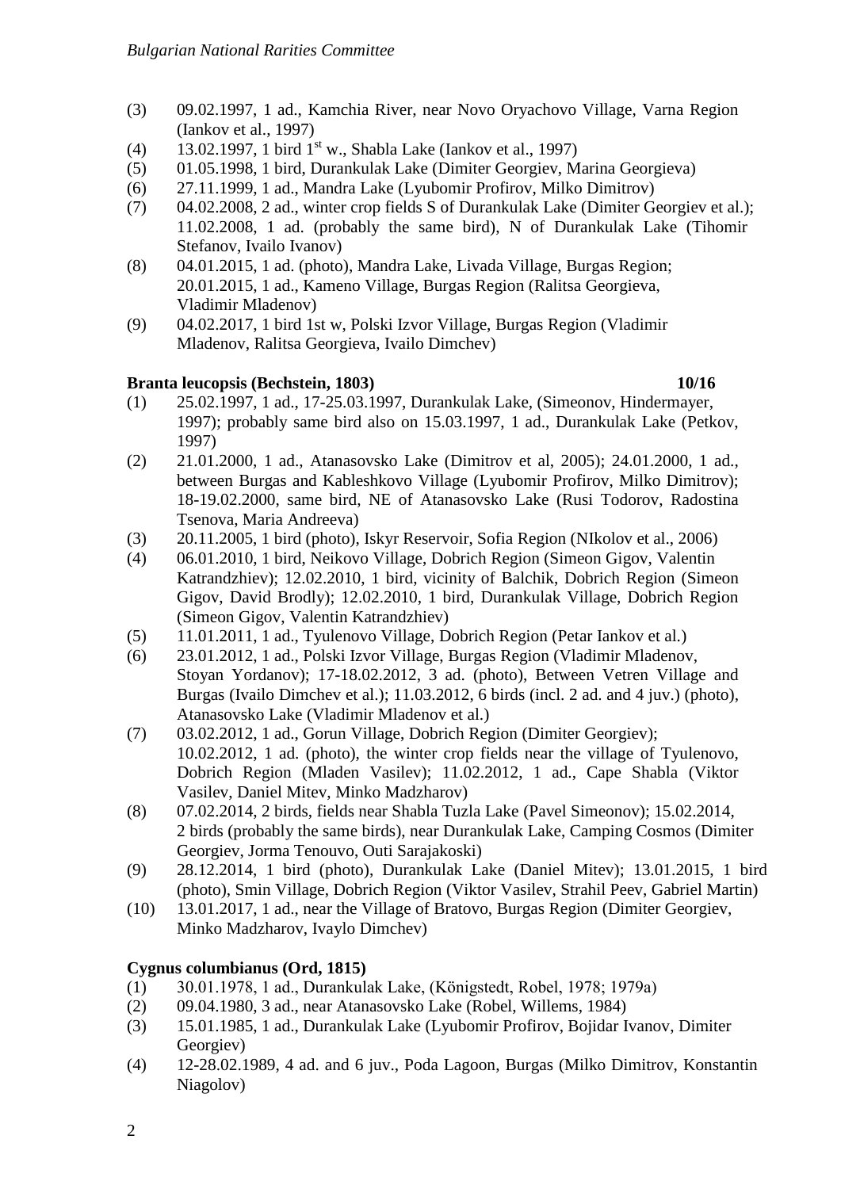(3) 09.02.1997, 1 ad., Kamchia River, near Novo Oryachovo Village, Varna Region (Iankov et al., 1997)
(4) 13.02.1997, 1 bird 1st w., Shabla Lake (Iankov et al., 1997)
(5) 01.05.1998, 1 bird, Durankulak Lake (Dimiter Georgiev, Marina Georgieva)
(6) 27.11.1999, 1 ad., Mandra Lake (Lyubomir Profirov, Milko Dimitrov)
(7) 04.02.2008, 2 ad., winter crop fields S of Durankulak Lake (Dimiter Georgiev et al.); 11.02.2008, 1 ad. (probably the same bird), N of Durankulak Lake (Tihomir Stefanov, Ivailo Ivanov)
(8) 04.01.2015, 1 ad. (photo), Mandra Lake, Livada Village, Burgas Region; 20.01.2015, 1 ad., Kameno Village, Burgas Region (Ralitsa Georgieva, Vladimir Mladenov)
(9) 04.02.2017, 1 bird 1st w, Polski Izvor Village, Burgas Region (Vladimir Mladenov, Ralitsa Georgieva, Ivailo Dimchev)

**Branta leucopsis (Bechstein, 1803) 10/16**

(1) 25.02.1997, 1 ad., 17-25.03.1997, Durankulak Lake, (Simeonov, Hindermayer, 1997); probably same bird also on 15.03.1997, 1 ad., Durankulak Lake (Petkov, 1997)
(2) 21.01.2000, 1 ad., Atanasovsko Lake (Dimitrov et al, 2005); 24.01.2000, 1 ad., between Burgas and Kableshkovo Village (Lyubomir Profirov, Milko Dimitrov); 18-19.02.2000, same bird, NE of Atanasovsko Lake (Rusi Todorov, Radostina Tsenova, Maria Andreeva)
(3) 20.11.2005, 1 bird (photo), Iskyr Reservoir, Sofia Region (NIkolov et al., 2006)
(4) 06.01.2010, 1 bird, Neikovo Village, Dobrich Region (Simeon Gigov, Valentin Katrandzhiev); 12.02.2010, 1 bird, vicinity of Balchik, Dobrich Region (Simeon Gigov, David Brodly); 12.02.2010, 1 bird, Durankulak Village, Dobrich Region (Simeon Gigov, Valentin Katrandzhiev)
(5) 11.01.2011, 1 ad., Tyulenovo Village, Dobrich Region (Petar Iankov et al.)
(6) 23.01.2012, 1 ad., Polski Izvor Village, Burgas Region (Vladimir Mladenov, Stoyan Yordanov); 17-18.02.2012, 3 ad. (photo), Between Vetren Village and Burgas (Ivailo Dimchev et al.); 11.03.2012, 6 birds (incl. 2 ad. and 4 juv.) (photo), Atanasovsko Lake (Vladimir Mladenov et al.)
(7) 03.02.2012, 1 ad., Gorun Village, Dobrich Region (Dimiter Georgiev); 10.02.2012, 1 ad. (photo), the winter crop fields near the village of Tyulenovo, Dobrich Region (Mladen Vasilev); 11.02.2012, 1 ad., Cape Shabla (Viktor Vasilev, Daniel Mitev, Minko Madzharov)
(8) 07.02.2014, 2 birds, fields near Shabla Tuzla Lake (Pavel Simeonov); 15.02.2014, 2 birds (probably the same birds), near Durankulak Lake, Camping Cosmos (Dimiter Georgiev, Jorma Tenouvo, Outi Sarajakoski)
(9) 28.12.2014, 1 bird (photo), Durankulak Lake (Daniel Mitev); 13.01.2015, 1 bird (photo), Smin Village, Dobrich Region (Viktor Vasilev, Strahil Peev, Gabriel Martin)
(10) 13.01.2017, 1 ad., near the Village of Bratovo, Burgas Region (Dimiter Georgiev, Minko Madzharov, Ivaylo Dimchev)

**Cygnus columbianus (Ord, 1815)**

(1) 30.01.1978, 1 ad., Durankulak Lake, (Königstedt, Robel, 1978; 1979a)
(2) 09.04.1980, 3 ad., near Atanasovsko Lake (Robel, Willems, 1984)
(3) 15.01.1985, 1 ad., Durankulak Lake (Lyubomir Profirov, Bojidar Ivanov, Dimiter Georgiev)
(4) 12-28.02.1989, 4 ad. and 6 juv., Poda Lagoon, Burgas (Milko Dimitrov, Konstantin Niagolov)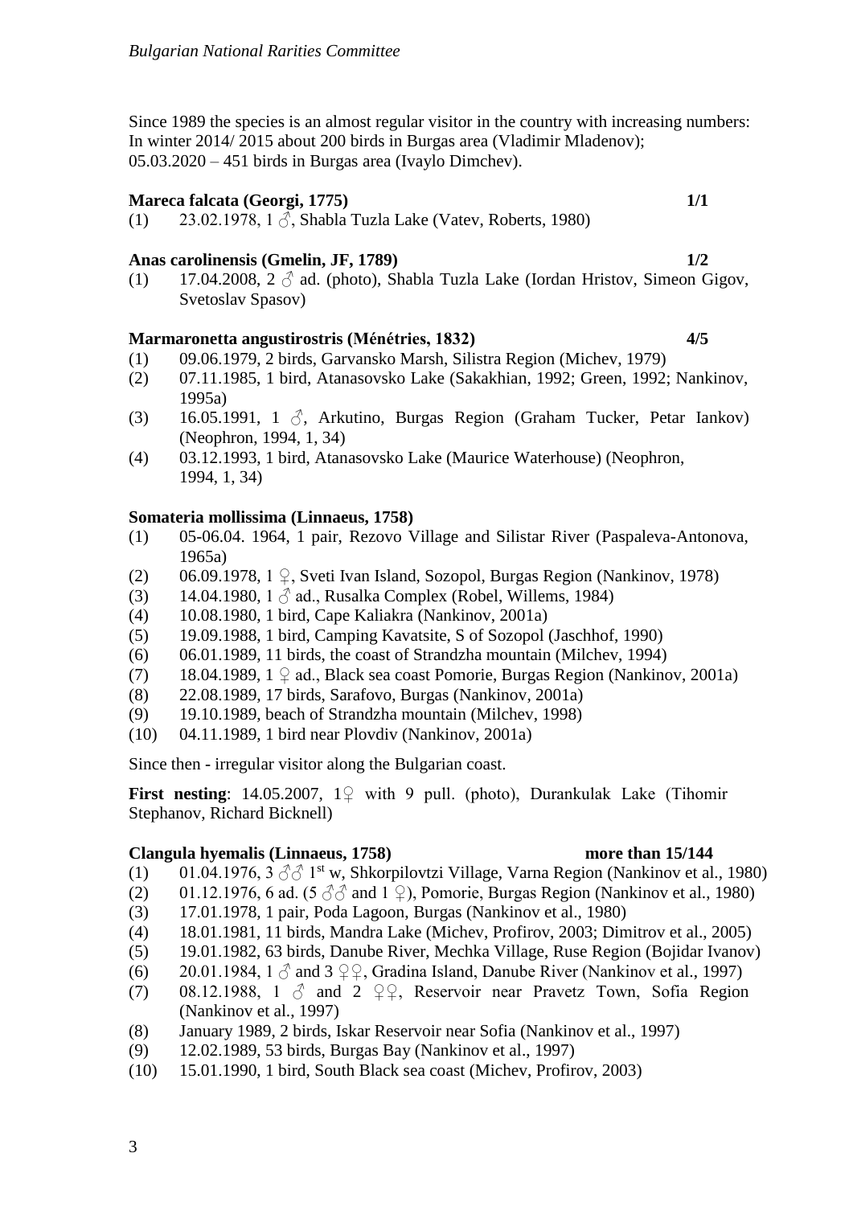Since 1989 the species is an almost regular visitor in the country with increasing numbers: In winter 2014/ 2015 about 200 birds in Burgas area (Vladimir Mladenov); 05.03.2020 – 451 birds in Burgas area (Ivaylo Dimchev).

**Mareca falcata (Georgi, 1775)** **1/1**

(1) 23.02.1978, 1 ♂, Shabla Tuzla Lake (Vatev, Roberts, 1980)

**Anas carolinensis (Gmelin, JF, 1789)** **1/2**

(1) 17.04.2008, 2 ♂ ad. (photo), Shabla Tuzla Lake (Iordan Hristov, Simeon Gigov, Svetoslav Spasov)

**Marmaronetta angustirostris (Ménétries, 1832)** **4/5**

(1) 09.06.1979, 2 birds, Garvansko Marsh, Silistra Region (Michev, 1979)
(2) 07.11.1985, 1 bird, Atanasovsko Lake (Sakakhian, 1992; Green, 1992; Nankinov, 1995a)
(3) 16.05.1991, 1 ♂, Arkutino, Burgas Region (Graham Tucker, Petar Iankov) (Neophron, 1994, 1, 34)
(4) 03.12.1993, 1 bird, Atanasovsko Lake (Maurice Waterhouse) (Neophron, 1994, 1, 34)

**Somateria mollissima (Linnaeus, 1758)**

(1) 05-06.04. 1964, 1 pair, Rezovo Village and Silistar River (Paspaleva-Antonova, 1965a)
(2) 06.09.1978, 1 ♀, Sveti Ivan Island, Sozopol, Burgas Region (Nankinov, 1978)
(3) 14.04.1980, 1 ♂ ad., Rusalka Complex (Robel, Willems, 1984)
(4) 10.08.1980, 1 bird, Cape Kaliakra (Nankinov, 2001a)
(5) 19.09.1988, 1 bird, Camping Kavatsite, S of Sozopol (Jaschhof, 1990)
(6) 06.01.1989, 11 birds, the coast of Strandzha mountain (Milchev, 1994)
(7) 18.04.1989, 1 ♀ ad., Black sea coast Pomorie, Burgas Region (Nankinov, 2001a)
(8) 22.08.1989, 17 birds, Sarafovo, Burgas (Nankinov, 2001a)
(9) 19.10.1989, beach of Strandzha mountain (Milchev, 1998)
(10) 04.11.1989, 1 bird near Plovdiv (Nankinov, 2001a)

Since then - irregular visitor along the Bulgarian coast.

**First nesting**: 14.05.2007, 1♀ with 9 pull. (photo), Durankulak Lake (Tihomir Stephanov, Richard Bicknell)

**Clangula hyemalis (Linnaeus, 1758)** **more than 15/144**

(1) 01.04.1976, 3 ♂♂ 1st w, Shkorpilovtzi Village, Varna Region (Nankinov et al., 1980)
(2) 01.12.1976, 6 ad. (5 ♂♂ and 1 ♀), Pomorie, Burgas Region (Nankinov et al., 1980)
(3) 17.01.1978, 1 pair, Poda Lagoon, Burgas (Nankinov et al., 1980)
(4) 18.01.1981, 11 birds, Mandra Lake (Michev, Profirov, 2003; Dimitrov et al., 2005)
(5) 19.01.1982, 63 birds, Danube River, Mechka Village, Ruse Region (Bojidar Ivanov)
(6) 20.01.1984, 1 ♂ and 3 ♀♀, Gradina Island, Danube River (Nankinov et al., 1997)
(7) 08.12.1988, 1 ♂ and 2 ♀♀, Reservoir near Pravetz Town, Sofia Region (Nankinov et al., 1997)
(8) January 1989, 2 birds, Iskar Reservoir near Sofia (Nankinov et al., 1997)
(9) 12.02.1989, 53 birds, Burgas Bay (Nankinov et al., 1997)
(10) 15.01.1990, 1 bird, South Black sea coast (Michev, Profirov, 2003)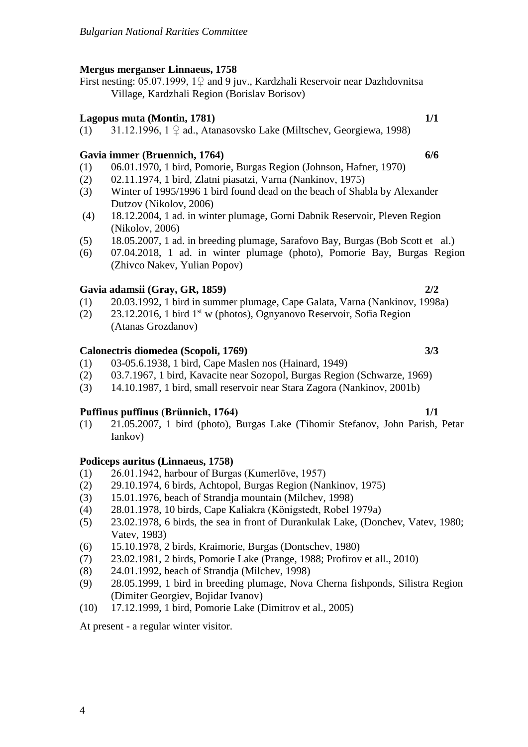**Mergus merganser Linnaeus, 1758**

First nesting: 05.07.1999, 1♀ and 9 juv., Kardzhali Reservoir near Dazhdovnitsa Village, Kardzhali Region (Borislav Borisov)

**Lagopus muta (Montin, 1781)** **1/1**

(1) 31.12.1996, 1 ♀ ad., Atanasovsko Lake (Miltschev, Georgiewa, 1998)

**Gavia immer (Bruennich, 1764)** **6/6**

(1) 06.01.1970, 1 bird, Pomorie, Burgas Region (Johnson, Hafner, 1970)
(2) 02.11.1974, 1 bird, Zlatni piasatzi, Varna (Nankinov, 1975)
(3) Winter of 1995/1996 1 bird found dead on the beach of Shabla by Alexander Dutzov (Nikolov, 2006)
(4) 18.12.2004, 1 ad. in winter plumage, Gorni Dabnik Reservoir, Pleven Region (Nikolov, 2006)
(5) 18.05.2007, 1 ad. in breeding plumage, Sarafovo Bay, Burgas (Bob Scott et al.)
(6) 07.04.2018, 1 ad. in winter plumage (photo), Pomorie Bay, Burgas Region (Zhivco Nakev, Yulian Popov)

**Gavia adamsii (Gray, GR, 1859)** **2/2**

(1) 20.03.1992, 1 bird in summer plumage, Cape Galata, Varna (Nankinov, 1998a)
(2) 23.12.2016, 1 bird 1st w (photos), Ognyanovo Reservoir, Sofia Region (Atanas Grozdanov)

**Calonectris diomedea (Scopoli, 1769)** **3/3**

(1) 03-05.6.1938, 1 bird, Cape Maslen nos (Hainard, 1949)
(2) 03.7.1967, 1 bird, Kavacite near Sozopol, Burgas Region (Schwarze, 1969)
(3) 14.10.1987, 1 bird, small reservoir near Stara Zagora (Nankinov, 2001b)

**Puffinus puffinus (Brünnich, 1764)** **1/1**

(1) 21.05.2007, 1 bird (photo), Burgas Lake (Tihomir Stefanov, John Parish, Petar Iankov)

**Podiceps auritus (Linnaeus, 1758)**

(1) 26.01.1942, harbour of Burgas (Kumerlöve, 1957)
(2) 29.10.1974, 6 birds, Achtopol, Burgas Region (Nankinov, 1975)
(3) 15.01.1976, beach of Strandja mountain (Milchev, 1998)
(4) 28.01.1978, 10 birds, Cape Kaliakra (Königstedt, Robel 1979a)
(5) 23.02.1978, 6 birds, the sea in front of Durankulak Lake, (Donchev, Vatev, 1980; Vatev, 1983)
(6) 15.10.1978, 2 birds, Kraimorie, Burgas (Dontschev, 1980)
(7) 23.02.1981, 2 birds, Pomorie Lake (Prange, 1988; Profirov et all., 2010)
(8) 24.01.1992, beach of Strandja (Milchev, 1998)
(9) 28.05.1999, 1 bird in breeding plumage, Nova Cherna fishponds, Silistra Region (Dimiter Georgiev, Bojidar Ivanov)
(10) 17.12.1999, 1 bird, Pomorie Lake (Dimitrov et al., 2005)

At present - a regular winter visitor.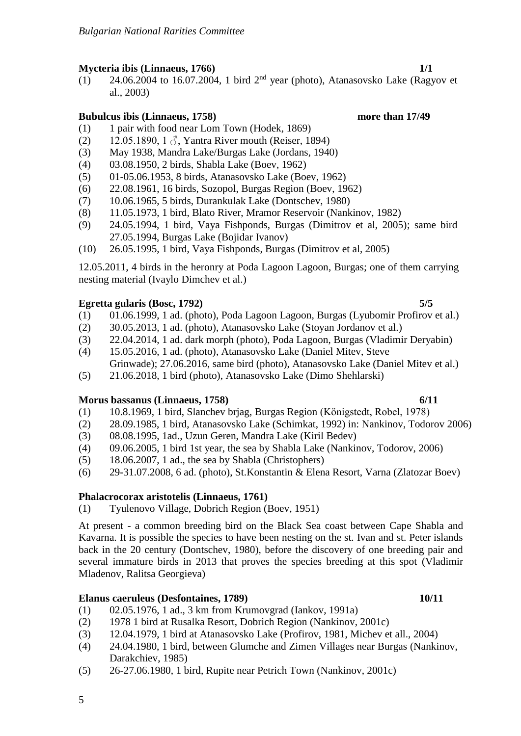**Mycteria ibis (Linnaeus, 1766)** **1/1**

(1) 24.06.2004 to 16.07.2004, 1 bird 2nd year (photo), Atanasovsko Lake (Ragyov et al., 2003)

**Bubulcus ibis (Linnaeus, 1758)** **more than 17/49**

(1) 1 pair with food near Lom Town (Hodek, 1869)
(2) 12.05.1890, 1 ♂, Yantra River mouth (Reiser, 1894)
(3) May 1938, Mandra Lake/Burgas Lake (Jordans, 1940)
(4) 03.08.1950, 2 birds, Shabla Lake (Boev, 1962)
(5) 01-05.06.1953, 8 birds, Atanasovsko Lake (Boev, 1962)
(6) 22.08.1961, 16 birds, Sozopol, Burgas Region (Boev, 1962)
(7) 10.06.1965, 5 birds, Durankulak Lake (Dontschev, 1980)
(8) 11.05.1973, 1 bird, Blato River, Mramor Reservoir (Nankinov, 1982)
(9) 24.05.1994, 1 bird, Vaya Fishponds, Burgas (Dimitrov et al, 2005); same bird 27.05.1994, Burgas Lake (Bojidar Ivanov)
(10) 26.05.1995, 1 bird, Vaya Fishponds, Burgas (Dimitrov et al, 2005)

12.05.2011, 4 birds in the heronry at Poda Lagoon Lagoon, Burgas; one of them carrying nesting material (Ivaylo Dimchev et al.)

**Egretta gularis (Bosc, 1792)** **5/5**

(1) 01.06.1999, 1 ad. (photo), Poda Lagoon Lagoon, Burgas (Lyubomir Profirov et al.)
(2) 30.05.2013, 1 ad. (photo), Atanasovsko Lake (Stoyan Jordanov et al.)
(3) 22.04.2014, 1 ad. dark morph (photo), Poda Lagoon, Burgas (Vladimir Deryabin)
(4) 15.05.2016, 1 ad. (photo), Atanasovsko Lake (Daniel Mitev, Steve Grinwade); 27.06.2016, same bird (photo), Atanasovsko Lake (Daniel Mitev et al.)
(5) 21.06.2018, 1 bird (photo), Atanasovsko Lake (Dimo Shehlarski)

**Morus bassanus (Linnaeus, 1758)** **6/11**

(1) 10.8.1969, 1 bird, Slanchev brjag, Burgas Region (Königstedt, Robel, 1978)
(2) 28.09.1985, 1 bird, Atanasovsko Lake (Schimkat, 1992) in: Nankinov, Todorov 2006)
(3) 08.08.1995, 1ad., Uzun Geren, Mandra Lake (Kiril Bedev)
(4) 09.06.2005, 1 bird 1st year, the sea by Shabla Lake (Nankinov, Todorov, 2006)
(5) 18.06.2007, 1 ad., the sea by Shabla (Christophers)
(6) 29-31.07.2008, 6 ad. (photo), St.Konstantin & Elena Resort, Varna (Zlatozar Boev)

**Phalacrocorax aristotelis (Linnaeus, 1761)**

(1) Tyulenovo Village, Dobrich Region (Boev, 1951)

At present - a common breeding bird on the Black Sea coast between Cape Shabla and Kavarna. It is possible the species to have been nesting on the st. Ivan and st. Peter islands back in the 20 century (Dontschev, 1980), before the discovery of one breeding pair and several immature birds in 2013 that proves the species breeding at this spot (Vladimir Mladenov, Ralitsa Georgieva)

**Elanus caeruleus (Desfontaines, 1789)** **10/11**

(1) 02.05.1976, 1 ad., 3 km from Krumovgrad (Iankov, 1991a)
(2) 1978 1 bird at Rusalka Resort, Dobrich Region (Nankinov, 2001c)
(3) 12.04.1979, 1 bird at Atanasovsko Lake (Profirov, 1981, Michev et all., 2004)
(4) 24.04.1980, 1 bird, between Glumche and Zimen Villages near Burgas (Nankinov, Darakchiev, 1985)
(5) 26-27.06.1980, 1 bird, Rupite near Petrich Town (Nankinov, 2001c)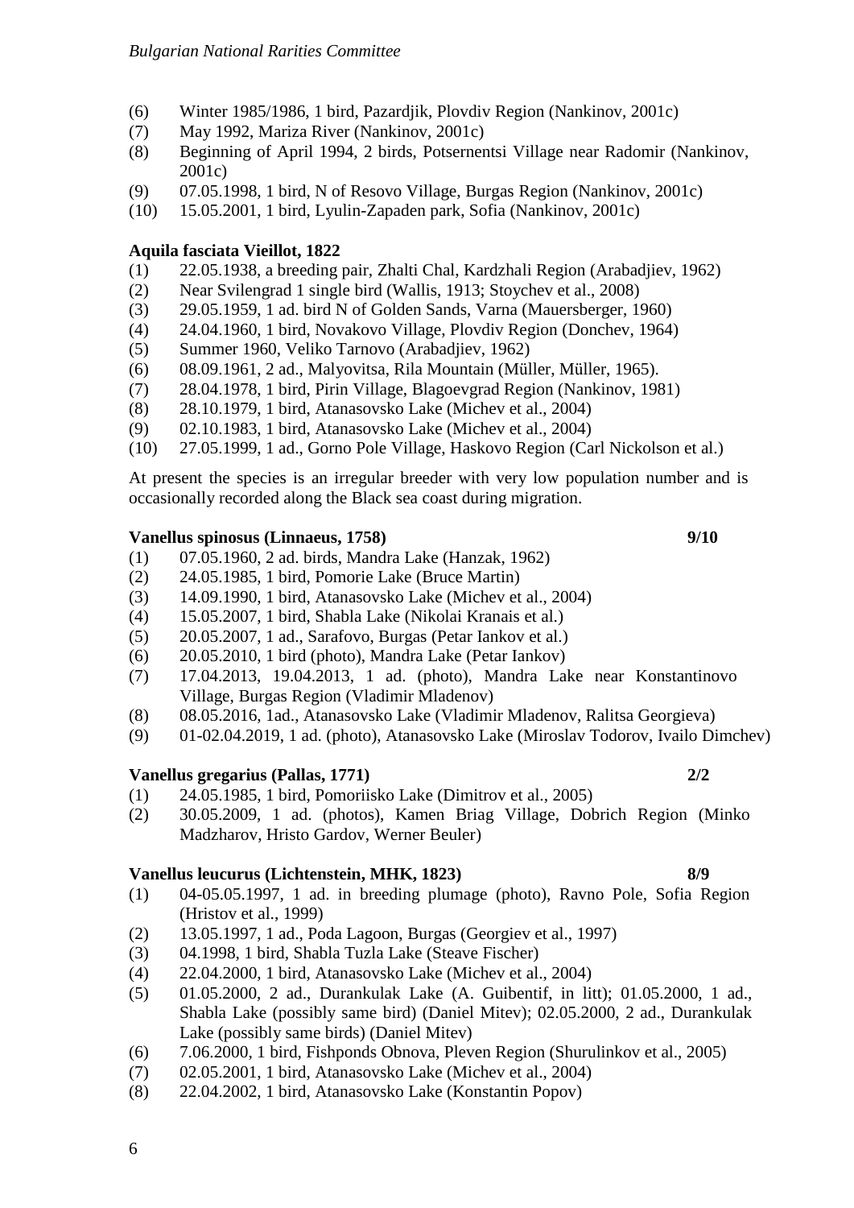(6) Winter 1985/1986, 1 bird, Pazardjik, Plovdiv Region (Nankinov, 2001c)
(7) May 1992, Mariza River (Nankinov, 2001c)
(8) Beginning of April 1994, 2 birds, Potsernentsi Village near Radomir (Nankinov, 2001c)
(9) 07.05.1998, 1 bird, N of Resovo Village, Burgas Region (Nankinov, 2001c)
(10) 15.05.2001, 1 bird, Lyulin-Zapaden park, Sofia (Nankinov, 2001c)

**Aquila fasciata Vieillot, 1822**

(1) 22.05.1938, a breeding pair, Zhalti Chal, Kardzhali Region (Arabadjiev, 1962)
(2) Near Svilengrad 1 single bird (Wallis, 1913; Stoychev et al., 2008)
(3) 29.05.1959, 1 ad. bird N of Golden Sands, Varna (Mauersberger, 1960)
(4) 24.04.1960, 1 bird, Novakovo Village, Plovdiv Region (Donchev, 1964)
(5) Summer 1960, Veliko Tarnovo (Arabadjiev, 1962)
(6) 08.09.1961, 2 ad., Malyovitsa, Rila Mountain (Müller, Müller, 1965).
(7) 28.04.1978, 1 bird, Pirin Village, Blagoevgrad Region (Nankinov, 1981)
(8) 28.10.1979, 1 bird, Atanasovsko Lake (Michev et al., 2004)
(9) 02.10.1983, 1 bird, Atanasovsko Lake (Michev et al., 2004)
(10) 27.05.1999, 1 ad., Gorno Pole Village, Haskovo Region (Carl Nickolson et al.)

At present the species is an irregular breeder with very low population number and is occasionally recorded along the Black sea coast during migration.

**Vanellus spinosus (Linnaeus, 1758) 9/10**

(1) 07.05.1960, 2 ad. birds, Mandra Lake (Hanzak, 1962)
(2) 24.05.1985, 1 bird, Pomorie Lake (Bruce Martin)
(3) 14.09.1990, 1 bird, Atanasovsko Lake (Michev et al., 2004)
(4) 15.05.2007, 1 bird, Shabla Lake (Nikolai Kranais et al.)
(5) 20.05.2007, 1 ad., Sarafovo, Burgas (Petar Iankov et al.)
(6) 20.05.2010, 1 bird (photo), Mandra Lake (Petar Iankov)
(7) 17.04.2013, 19.04.2013, 1 ad. (photo), Mandra Lake near Konstantinovo Village, Burgas Region (Vladimir Mladenov)
(8) 08.05.2016, 1ad., Atanasovsko Lake (Vladimir Mladenov, Ralitsa Georgieva)
(9) 01-02.04.2019, 1 ad. (photo), Atanasovsko Lake (Miroslav Todorov, Ivailo Dimchev)

**Vanellus gregarius (Pallas, 1771) 2/2**

(1) 24.05.1985, 1 bird, Pomoriisko Lake (Dimitrov et al., 2005)
(2) 30.05.2009, 1 ad. (photos), Kamen Briag Village, Dobrich Region (Minko Madzharov, Hristo Gardov, Werner Beuler)

**Vanellus leucurus (Lichtenstein, MHK, 1823) 8/9**

(1) 04-05.05.1997, 1 ad. in breeding plumage (photo), Ravno Pole, Sofia Region (Hristov et al., 1999)
(2) 13.05.1997, 1 ad., Poda Lagoon, Burgas (Georgiev et al., 1997)
(3) 04.1998, 1 bird, Shabla Tuzla Lake (Steave Fischer)
(4) 22.04.2000, 1 bird, Atanasovsko Lake (Michev et al., 2004)
(5) 01.05.2000, 2 ad., Durankulak Lake (A. Guibentif, in litt); 01.05.2000, 1 ad., Shabla Lake (possibly same bird) (Daniel Mitev); 02.05.2000, 2 ad., Durankulak Lake (possibly same birds) (Daniel Mitev)
(6) 7.06.2000, 1 bird, Fishponds Obnova, Pleven Region (Shurulinkov et al., 2005)
(7) 02.05.2001, 1 bird, Atanasovsko Lake (Michev et al., 2004)
(8) 22.04.2002, 1 bird, Atanasovsko Lake (Konstantin Popov)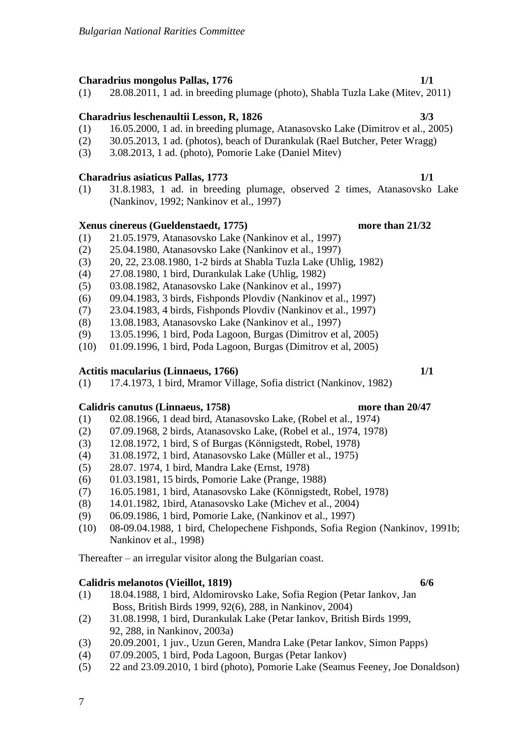**Charadrius mongolus Pallas, 1776** **1/1**

(1) 28.08.2011, 1 ad. in breeding plumage (photo), Shabla Tuzla Lake (Mitev, 2011)

**Charadrius leschenaultii Lesson, R, 1826** **3/3**

(1) 16.05.2000, 1 ad. in breeding plumage, Atanasovsko Lake (Dimitrov et al., 2005)
(2) 30.05.2013, 1 ad. (photos), beach of Durankulak (Rael Butcher, Peter Wragg)
(3) 3.08.2013, 1 ad. (photo), Pomorie Lake (Daniel Mitev)

**Charadrius asiaticus Pallas, 1773** **1/1**

(1) 31.8.1983, 1 ad. in breeding plumage, observed 2 times, Atanasovsko Lake (Nankinov, 1992; Nankinov et al., 1997)

**Xenus cinereus (Gueldenstaedt, 1775)** **more than 21/32**

(1) 21.05.1979, Atanasovsko Lake (Nankinov et al., 1997)
(2) 25.04.1980, Atanasovsko Lake (Nankinov et al., 1997)
(3) 20, 22, 23.08.1980, 1-2 birds at Shabla Tuzla Lake (Uhlig, 1982)
(4) 27.08.1980, 1 bird, Durankulak Lake (Uhlig, 1982)
(5) 03.08.1982, Atanasovsko Lake (Nankinov et al., 1997)
(6) 09.04.1983, 3 birds, Fishponds Plovdiv (Nankinov et al., 1997)
(7) 23.04.1983, 4 birds, Fishponds Plovdiv (Nankinov et al., 1997)
(8) 13.08.1983, Atanasovsko Lake (Nankinov et al., 1997)
(9) 13.05.1996, 1 bird, Poda Lagoon, Burgas (Dimitrov et al, 2005)
(10) 01.09.1996, 1 bird, Poda Lagoon, Burgas (Dimitrov et al, 2005)

**Actitis macularius (Linnaeus, 1766)** **1/1**

(1) 17.4.1973, 1 bird, Mramor Village, Sofia district (Nankinov, 1982)

**Calidris canutus (Linnaeus, 1758)** **more than 20/47**

(1) 02.08.1966, 1 dead bird, Atanasovsko Lake, (Robel et al., 1974)
(2) 07.09.1968, 2 birds, Atanasovsko Lake, (Robel et al., 1974, 1978)
(3) 12.08.1972, 1 bird, S of Burgas (Könnigstedt, Robel, 1978)
(4) 31.08.1972, 1 bird, Atanasovsko Lake (Müller et al., 1975)
(5) 28.07. 1974, 1 bird, Mandra Lake (Ernst, 1978)
(6) 01.03.1981, 15 birds, Pomorie Lake (Prange, 1988)
(7) 16.05.1981, 1 bird, Atanasovsko Lake (Könnigstedt, Robel, 1978)
(8) 14.01.1982, 1bird, Atanasovsko Lake (Michev et al., 2004)
(9) 06.09.1986, 1 bird, Pomorie Lake, (Nankinov et al., 1997)
(10) 08-09.04.1988, 1 bird, Chelopechene Fishponds, Sofia Region (Nankinov, 1991b; Nankinov et al., 1998)

Thereafter – an irregular visitor along the Bulgarian coast.

**Calidris melanotos (Vieillot, 1819)** **6/6**

(1) 18.04.1988, 1 bird, Aldomirovsko Lake, Sofia Region (Petar Iankov, Jan Boss, British Birds 1999, 92(6), 288, in Nankinov, 2004)
(2) 31.08.1998, 1 bird, Durankulak Lake (Petar Iankov, British Birds 1999, 92, 288, in Nankinov, 2003a)
(3) 20.09.2001, 1 juv., Uzun Geren, Mandra Lake (Petar Iankov, Simon Papps)
(4) 07.09.2005, 1 bird, Poda Lagoon, Burgas (Petar Iankov)
(5) 22 and 23.09.2010, 1 bird (photo), Pomorie Lake (Seamus Feeney, Joe Donaldson)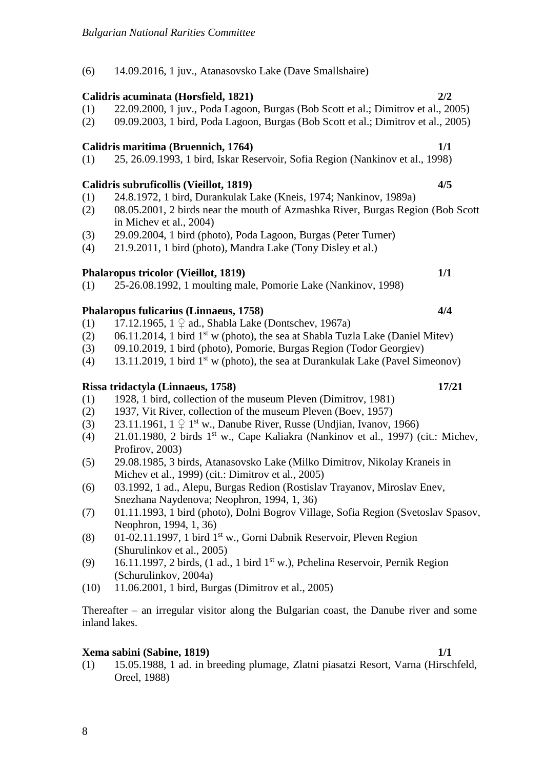(6) 14.09.2016, 1 juv., Atanasovsko Lake (Dave Smallshaire)

**Calidris acuminata (Horsfield, 1821)** **2/2**

(1) 22.09.2000, 1 juv., Poda Lagoon, Burgas (Bob Scott et al.; Dimitrov et al., 2005)
(2) 09.09.2003, 1 bird, Poda Lagoon, Burgas (Bob Scott et al.; Dimitrov et al., 2005)

**Calidris maritima (Bruennich, 1764)** **1/1**

(1) 25, 26.09.1993, 1 bird, Iskar Reservoir, Sofia Region (Nankinov et al., 1998)

**Calidris subruficollis (Vieillot, 1819)** **4/5**

(1) 24.8.1972, 1 bird, Durankulak Lake (Kneis, 1974; Nankinov, 1989a)
(2) 08.05.2001, 2 birds near the mouth of Azmashka River, Burgas Region (Bob Scott in Michev et al., 2004)
(3) 29.09.2004, 1 bird (photo), Poda Lagoon, Burgas (Peter Turner)
(4) 21.9.2011, 1 bird (photo), Mandra Lake (Tony Disley et al.)

**Phalaropus tricolor (Vieillot, 1819)** **1/1**

(1) 25-26.08.1992, 1 moulting male, Pomorie Lake (Nankinov, 1998)

**Phalaropus fulicarius (Linnaeus, 1758)** **4/4**

(1) 17.12.1965, 1 ♀ ad., Shabla Lake (Dontschev, 1967a)
(2) 06.11.2014, 1 bird 1st w (photo), the sea at Shabla Tuzla Lake (Daniel Mitev)
(3) 09.10.2019, 1 bird (photo), Pomorie, Burgas Region (Todor Georgiev)
(4) 13.11.2019, 1 bird 1st w (photo), the sea at Durankulak Lake (Pavel Simeonov)

**Rissa tridactyla (Linnaeus, 1758)** **17/21**

(1) 1928, 1 bird, collection of the museum Pleven (Dimitrov, 1981)
(2) 1937, Vit River, collection of the museum Pleven (Boev, 1957)
(3) 23.11.1961, 1 ♀ 1st w., Danube River, Russe (Undjian, Ivanov, 1966)
(4) 21.01.1980, 2 birds 1st w., Cape Kaliakra (Nankinov et al., 1997) (cit.: Michev, Profirov, 2003)
(5) 29.08.1985, 3 birds, Atanasovsko Lake (Milko Dimitrov, Nikolay Kraneis in Michev et al., 1999) (cit.: Dimitrov et al., 2005)
(6) 03.1992, 1 ad., Alepu, Burgas Redion (Rostislav Trayanov, Miroslav Enev, Snezhana Naydenova; Neophron, 1994, 1, 36)
(7) 01.11.1993, 1 bird (photo), Dolni Bogrov Village, Sofia Region (Svetoslav Spasov, Neophron, 1994, 1, 36)
(8) 01-02.11.1997, 1 bird 1st w., Gorni Dabnik Reservoir, Pleven Region (Shurulinkov et al., 2005)
(9) 16.11.1997, 2 birds, (1 ad., 1 bird 1st w.), Pchelina Reservoir, Pernik Region (Schurulinkov, 2004a)
(10) 11.06.2001, 1 bird, Burgas (Dimitrov et al., 2005)

Thereafter – an irregular visitor along the Bulgarian coast, the Danube river and some inland lakes.

**Xema sabini (Sabine, 1819)** **1/1**

(1) 15.05.1988, 1 ad. in breeding plumage, Zlatni piasatzi Resort, Varna (Hirschfeld, Oreel, 1988)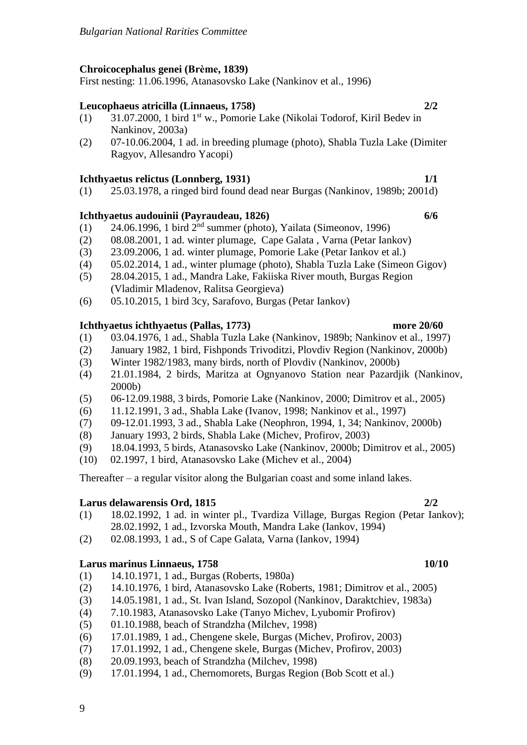**Chroicocephalus genei (Brème, 1839)**
First nesting: 11.06.1996, Atanasovsko Lake (Nankinov et al., 1996)

**Leucophaeus atricilla (Linnaeus, 1758)** **2/2**

(1) 31.07.2000, 1 bird 1st w., Pomorie Lake (Nikolai Todorof, Kiril Bedev in Nankinov, 2003a)
(2) 07-10.06.2004, 1 ad. in breeding plumage (photo), Shabla Tuzla Lake (Dimiter Ragyov, Allesandro Yacopi)

**Ichthyaetus relictus (Lonnberg, 1931)** **1/1**

(1) 25.03.1978, a ringed bird found dead near Burgas (Nankinov, 1989b; 2001d)

**Ichthyaetus audouinii (Payraudeau, 1826)** **6/6**

(1) 24.06.1996, 1 bird 2nd summer (photo), Yailata (Simeonov, 1996)
(2) 08.08.2001, 1 ad. winter plumage, Cape Galata , Varna (Petar Iankov)
(3) 23.09.2006, 1 ad. winter plumage, Pomorie Lake (Petar Iankov et al.)
(4) 05.02.2014, 1 ad., winter plumage (photo), Shabla Tuzla Lake (Simeon Gigov)
(5) 28.04.2015, 1 ad., Mandra Lake, Fakiiska River mouth, Burgas Region (Vladimir Mladenov, Ralitsa Georgieva)
(6) 05.10.2015, 1 bird 3cy, Sarafovo, Burgas (Petar Iankov)

**Ichthyaetus ichthyaetus (Pallas, 1773)** **more 20/60**

(1) 03.04.1976, 1 ad., Shabla Tuzla Lake (Nankinov, 1989b; Nankinov et al., 1997)
(2) January 1982, 1 bird, Fishponds Trivoditzi, Plovdiv Region (Nankinov, 2000b)
(3) Winter 1982/1983, many birds, north of Plovdiv (Nankinov, 2000b)
(4) 21.01.1984, 2 birds, Maritza at Ognyanovo Station near Pazardjik (Nankinov, 2000b)
(5) 06-12.09.1988, 3 birds, Pomorie Lake (Nankinov, 2000; Dimitrov et al., 2005)
(6) 11.12.1991, 3 ad., Shabla Lake (Ivanov, 1998; Nankinov et al., 1997)
(7) 09-12.01.1993, 3 ad., Shabla Lake (Neophron, 1994, 1, 34; Nankinov, 2000b)
(8) January 1993, 2 birds, Shabla Lake (Michev, Profirov, 2003)
(9) 18.04.1993, 5 birds, Atanasovsko Lake (Nankinov, 2000b; Dimitrov et al., 2005)
(10) 02.1997, 1 bird, Atanasovsko Lake (Michev et al., 2004)

Thereafter – a regular visitor along the Bulgarian coast and some inland lakes.

**Larus delawarensis Ord, 1815** **2/2**

(1) 18.02.1992, 1 ad. in winter pl., Tvardiza Village, Burgas Region (Petar Iankov); 28.02.1992, 1 ad., Izvorska Mouth, Mandra Lake (Iankov, 1994)
(2) 02.08.1993, 1 ad., S of Cape Galata, Varna (Iankov, 1994)

**Larus marinus Linnaeus, 1758** **10/10**

(1) 14.10.1971, 1 ad., Burgas (Roberts, 1980a)
(2) 14.10.1976, 1 bird, Atanasovsko Lake (Roberts, 1981; Dimitrov et al., 2005)
(3) 14.05.1981, 1 ad., St. Ivan Island, Sozopol (Nankinov, Daraktchiev, 1983a)
(4) 7.10.1983, Atanasovsko Lake (Tanyo Michev, Lyubomir Profirov)
(5) 01.10.1988, beach of Strandzha (Milchev, 1998)
(6) 17.01.1989, 1 ad., Chengene skele, Burgas (Michev, Profirov, 2003)
(7) 17.01.1992, 1 ad., Chengene skele, Burgas (Michev, Profirov, 2003)
(8) 20.09.1993, beach of Strandzha (Milchev, 1998)
(9) 17.01.1994, 1 ad., Chernomorets, Burgas Region (Bob Scott et al.)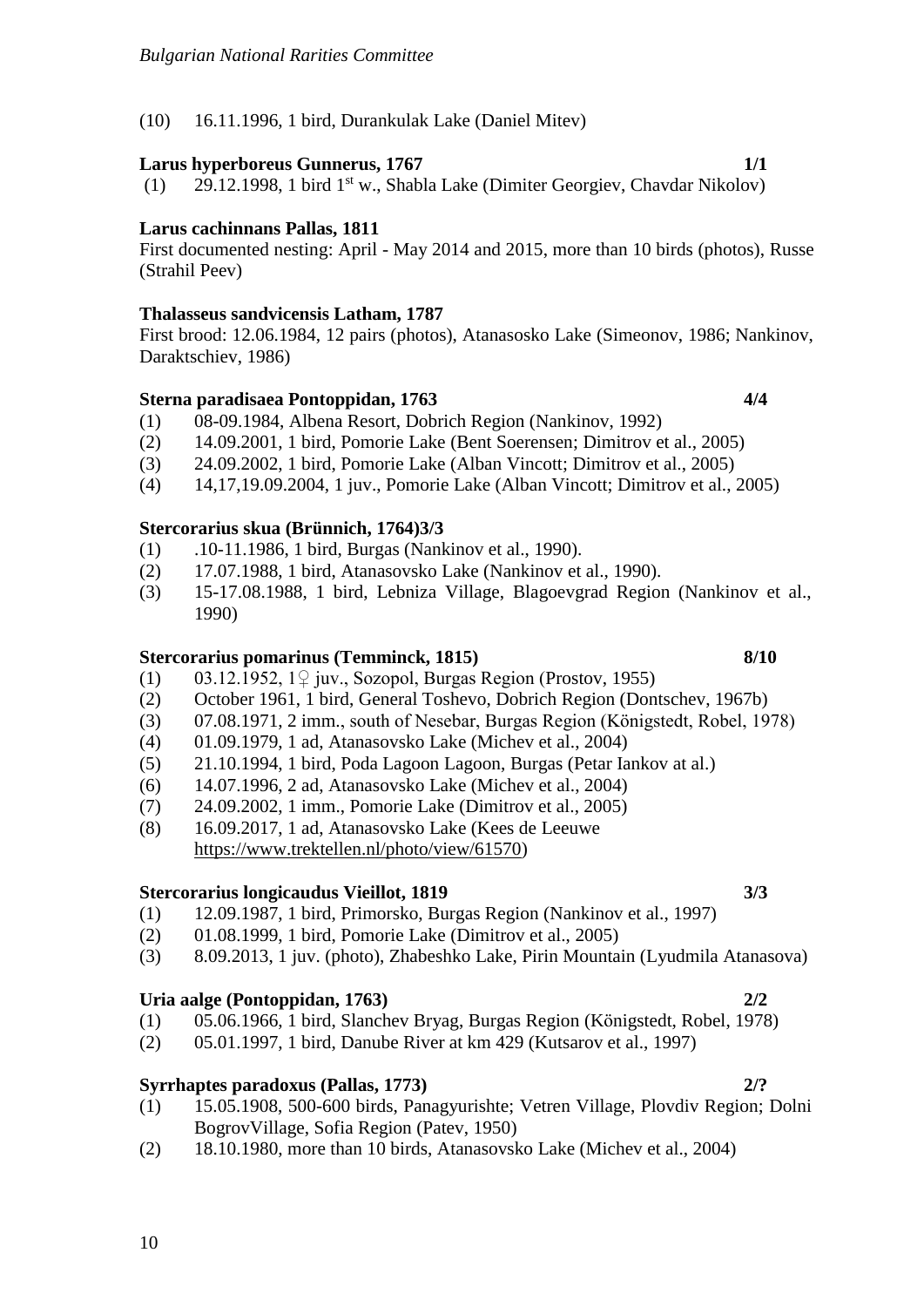(10) 16.11.1996, 1 bird, Durankulak Lake (Daniel Mitev)

**Larus hyperboreus Gunnerus, 1767** **1/1**

(1) 29.12.1998, 1 bird 1st w., Shabla Lake (Dimiter Georgiev, Chavdar Nikolov)

**Larus cachinnans Pallas, 1811**

First documented nesting: April - May 2014 and 2015, more than 10 birds (photos), Russe (Strahil Peev)

**Thalasseus sandvicensis Latham, 1787**

First brood: 12.06.1984, 12 pairs (photos), Atanasosko Lake (Simeonov, 1986; Nankinov, Daraktschiev, 1986)

**Sterna paradisaea Pontoppidan, 1763** **4/4**

(1) 08-09.1984, Albena Resort, Dobrich Region (Nankinov, 1992)
(2) 14.09.2001, 1 bird, Pomorie Lake (Bent Soerensen; Dimitrov et al., 2005)
(3) 24.09.2002, 1 bird, Pomorie Lake (Alban Vincott; Dimitrov et al., 2005)
(4) 14,17,19.09.2004, 1 juv., Pomorie Lake (Alban Vincott; Dimitrov et al., 2005)

**Stercorarius skua (Brünnich, 1764)3/3**

(1) .10-11.1986, 1 bird, Burgas (Nankinov et al., 1990).
(2) 17.07.1988, 1 bird, Atanasovsko Lake (Nankinov et al., 1990).
(3) 15-17.08.1988, 1 bird, Lebniza Village, Blagoevgrad Region (Nankinov et al., 1990)

**Stercorarius pomarinus (Temminck, 1815)** **8/10**

(1) 03.12.1952, 1♀ juv., Sozopol, Burgas Region (Prostov, 1955)
(2) October 1961, 1 bird, General Toshevo, Dobrich Region (Dontschev, 1967b)
(3) 07.08.1971, 2 imm., south of Nesebar, Burgas Region (Königstedt, Robel, 1978)
(4) 01.09.1979, 1 ad, Atanasovsko Lake (Michev et al., 2004)
(5) 21.10.1994, 1 bird, Poda Lagoon Lagoon, Burgas (Petar Iankov at al.)
(6) 14.07.1996, 2 ad, Atanasovsko Lake (Michev et al., 2004)
(7) 24.09.2002, 1 imm., Pomorie Lake (Dimitrov et al., 2005)
(8) 16.09.2017, 1 ad, Atanasovsko Lake (Kees de Leeuwe https://www.trektellen.nl/photo/view/61570)

**Stercorarius longicaudus Vieillot, 1819** **3/3**

(1) 12.09.1987, 1 bird, Primorsko, Burgas Region (Nankinov et al., 1997)
(2) 01.08.1999, 1 bird, Pomorie Lake (Dimitrov et al., 2005)
(3) 8.09.2013, 1 juv. (photo), Zhabeshko Lake, Pirin Mountain (Lyudmila Atanasova)

**Uria aalge (Pontoppidan, 1763)** **2/2**

(1) 05.06.1966, 1 bird, Slanchev Bryag, Burgas Region (Königstedt, Robel, 1978)
(2) 05.01.1997, 1 bird, Danube River at km 429 (Kutsarov et al., 1997)

**Syrrhaptes paradoxus (Pallas, 1773)** **2/?**

(1) 15.05.1908, 500-600 birds, Panagyurishte; Vetren Village, Plovdiv Region; Dolni BogrovVillage, Sofia Region (Patev, 1950)
(2) 18.10.1980, more than 10 birds, Atanasovsko Lake (Michev et al., 2004)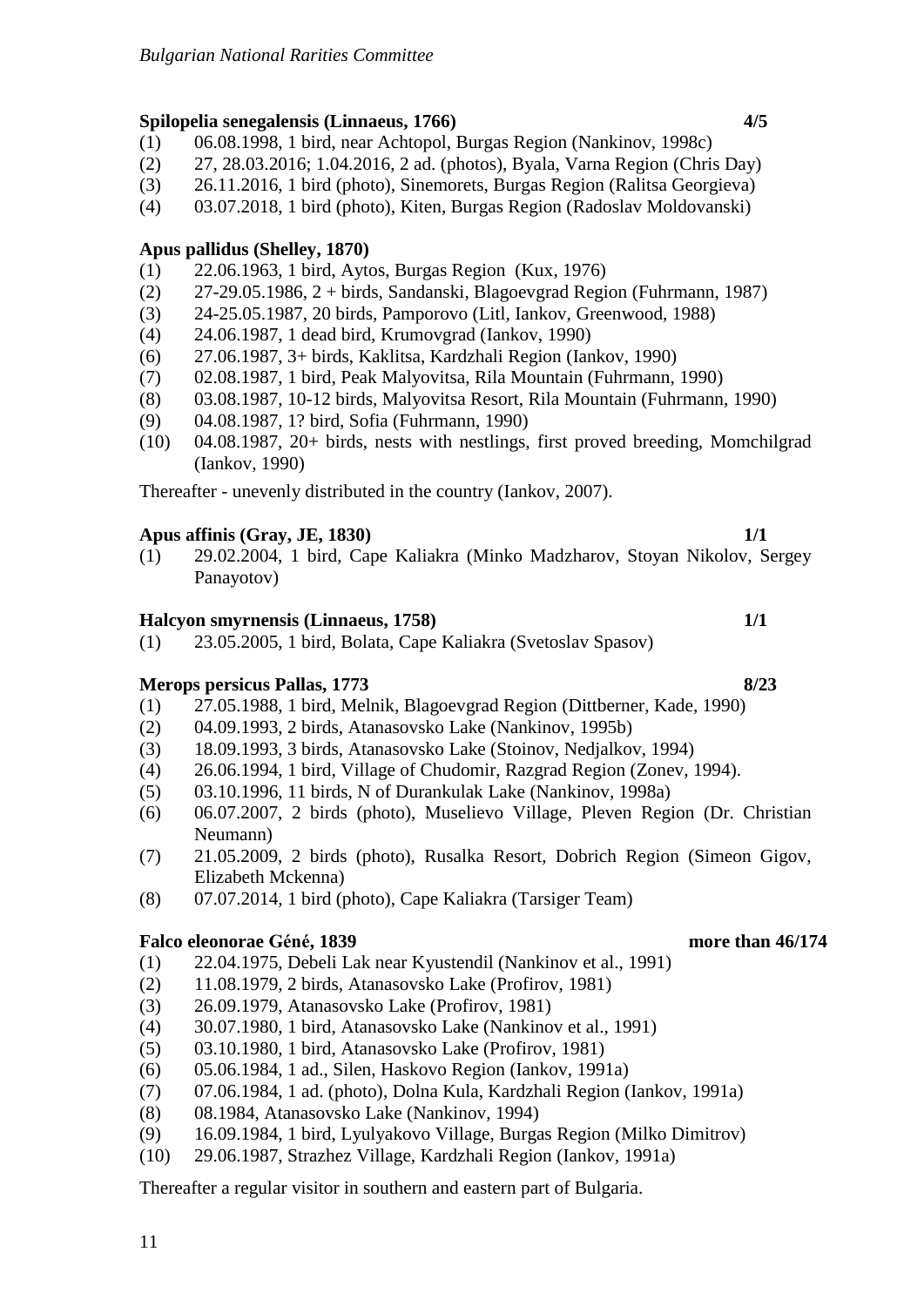**Spilopelia senegalensis (Linnaeus, 1766)** **4/5**

(1) 06.08.1998, 1 bird, near Achtopol, Burgas Region (Nankinov, 1998c)
(2) 27, 28.03.2016; 1.04.2016, 2 ad. (photos), Byala, Varna Region (Chris Day)
(3) 26.11.2016, 1 bird (photo), Sinemorets, Burgas Region (Ralitsa Georgieva)
(4) 03.07.2018, 1 bird (photo), Kiten, Burgas Region (Radoslav Moldovanski)

**Apus pallidus (Shelley, 1870)**

(1) 22.06.1963, 1 bird, Aytos, Burgas Region (Kux, 1976)
(2) 27-29.05.1986, 2 + birds, Sandanski, Blagoevgrad Region (Fuhrmann, 1987)
(3) 24-25.05.1987, 20 birds, Pamporovo (Litl, Iankov, Greenwood, 1988)
(4) 24.06.1987, 1 dead bird, Krumovgrad (Iankov, 1990)
(6) 27.06.1987, 3+ birds, Kaklitsa, Kardzhali Region (Iankov, 1990)
(7) 02.08.1987, 1 bird, Peak Malyovitsa, Rila Mountain (Fuhrmann, 1990)
(8) 03.08.1987, 10-12 birds, Malyovitsa Resort, Rila Mountain (Fuhrmann, 1990)
(9) 04.08.1987, 1? bird, Sofia (Fuhrmann, 1990)
(10) 04.08.1987, 20+ birds, nests with nestlings, first proved breeding, Momchilgrad (Iankov, 1990)

Thereafter - unevenly distributed in the country (Iankov, 2007).

**Apus affinis (Gray, JE, 1830)** **1/1**

(1) 29.02.2004, 1 bird, Cape Kaliakra (Minko Madzharov, Stoyan Nikolov, Sergey Panayotov)

**Halcyon smyrnensis (Linnaeus, 1758)** **1/1**

(1) 23.05.2005, 1 bird, Bolata, Cape Kaliakra (Svetoslav Spasov)

**Merops persicus Pallas, 1773** **8/23**

(1) 27.05.1988, 1 bird, Melnik, Blagoevgrad Region (Dittberner, Kade, 1990)
(2) 04.09.1993, 2 birds, Atanasovsko Lake (Nankinov, 1995b)
(3) 18.09.1993, 3 birds, Atanasovsko Lake (Stoinov, Nedjalkov, 1994)
(4) 26.06.1994, 1 bird, Village of Chudomir, Razgrad Region (Zonev, 1994).
(5) 03.10.1996, 11 birds, N of Durankulak Lake (Nankinov, 1998a)
(6) 06.07.2007, 2 birds (photo), Muselievo Village, Pleven Region (Dr. Christian Neumann)
(7) 21.05.2009, 2 birds (photo), Rusalka Resort, Dobrich Region (Simeon Gigov, Elizabeth Mckenna)
(8) 07.07.2014, 1 bird (photo), Cape Kaliakra (Tarsiger Team)

**Falco eleonorae Géné, 1839** **more than 46/174**

(1) 22.04.1975, Debeli Lak near Kyustendil (Nankinov et al., 1991)
(2) 11.08.1979, 2 birds, Atanasovsko Lake (Profirov, 1981)
(3) 26.09.1979, Atanasovsko Lake (Profirov, 1981)
(4) 30.07.1980, 1 bird, Atanasovsko Lake (Nankinov et al., 1991)
(5) 03.10.1980, 1 bird, Atanasovsko Lake (Profirov, 1981)
(6) 05.06.1984, 1 ad., Silen, Haskovo Region (Iankov, 1991a)
(7) 07.06.1984, 1 ad. (photo), Dolna Kula, Kardzhali Region (Iankov, 1991a)
(8) 08.1984, Atanasovsko Lake (Nankinov, 1994)
(9) 16.09.1984, 1 bird, Lyulyakovo Village, Burgas Region (Milko Dimitrov)
(10) 29.06.1987, Strazhez Village, Kardzhali Region (Iankov, 1991a)

Thereafter a regular visitor in southern and eastern part of Bulgaria.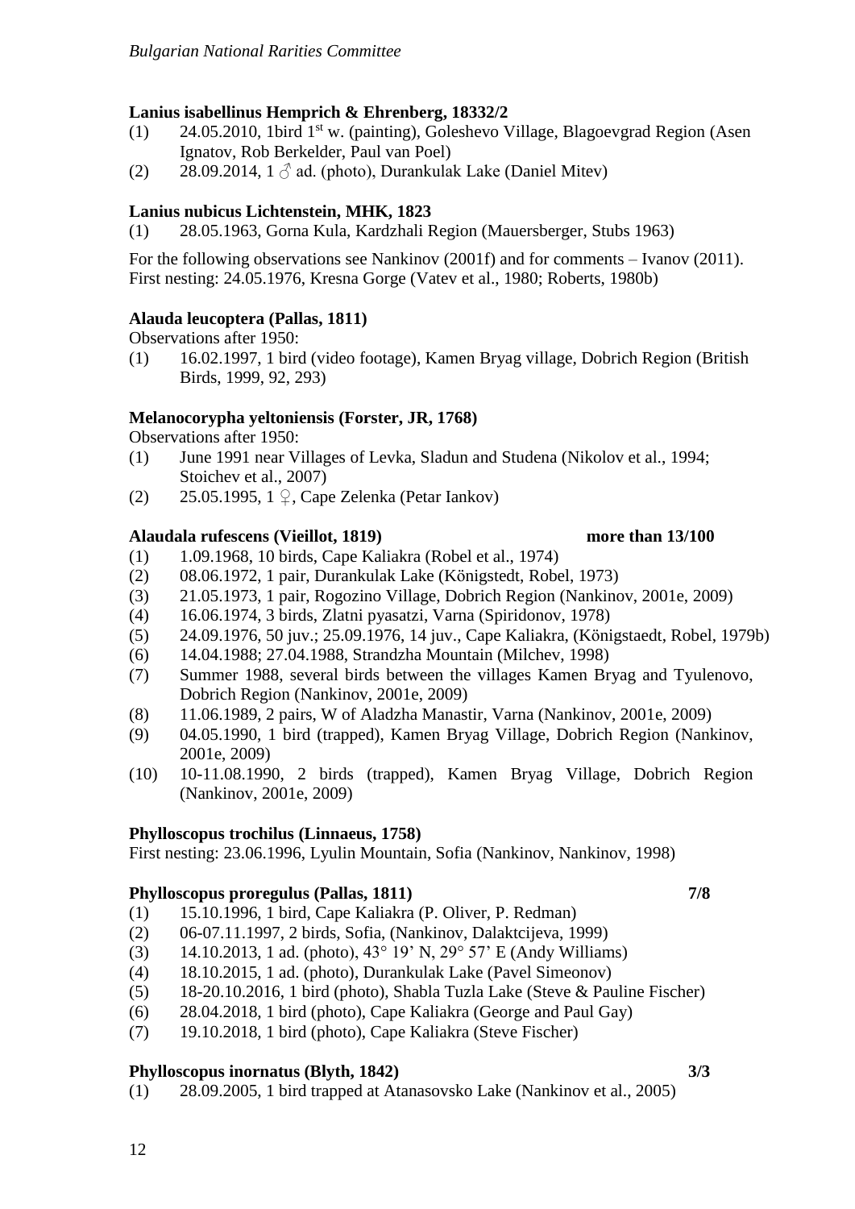**Lanius isabellinus Hemprich & Ehrenberg, 1833 2/2**

(1) 24.05.2010, 1bird 1st w. (painting), Goleshevo Village, Blagoevgrad Region (Asen Ignatov, Rob Berkelder, Paul van Poel)

(2) 28.09.2014, 1 ♂ ad. (photo), Durankulak Lake (Daniel Mitev)

**Lanius nubicus Lichtenstein, MHK, 1823**

(1) 28.05.1963, Gorna Kula, Kardzhali Region (Mauersberger, Stubs 1963)

For the following observations see Nankinov (2001f) and for comments – Ivanov (2011). First nesting: 24.05.1976, Kresna Gorge (Vatev et al., 1980; Roberts, 1980b)

**Alauda leucoptera (Pallas, 1811)**

Observations after 1950:

(1) 16.02.1997, 1 bird (video footage), Kamen Bryag village, Dobrich Region (British Birds, 1999, 92, 293)

**Melanocorypha yeltoniensis (Forster, JR, 1768)**

Observations after 1950:

(1) June 1991 near Villages of Levka, Sladun and Studena (Nikolov et al., 1994; Stoichev et al., 2007)

(2) 25.05.1995, 1 ♀, Cape Zelenka (Petar Iankov)

**Alaudala rufescens (Vieillot, 1819) more than 13/100**

(1) 1.09.1968, 10 birds, Cape Kaliakra (Robel et al., 1974)

(2) 08.06.1972, 1 pair, Durankulak Lake (Königstedt, Robel, 1973)

(3) 21.05.1973, 1 pair, Rogozino Village, Dobrich Region (Nankinov, 2001e, 2009)

(4) 16.06.1974, 3 birds, Zlatni pyasatzi, Varna (Spiridonov, 1978)

(5) 24.09.1976, 50 juv.; 25.09.1976, 14 juv., Cape Kaliakra, (Königstaedt, Robel, 1979b)

(6) 14.04.1988; 27.04.1988, Strandzha Mountain (Milchev, 1998)

(7) Summer 1988, several birds between the villages Kamen Bryag and Tyulenovo, Dobrich Region (Nankinov, 2001e, 2009)

(8) 11.06.1989, 2 pairs, W of Aladzha Manastir, Varna (Nankinov, 2001e, 2009)

(9) 04.05.1990, 1 bird (trapped), Kamen Bryag Village, Dobrich Region (Nankinov, 2001e, 2009)

(10) 10-11.08.1990, 2 birds (trapped), Kamen Bryag Village, Dobrich Region (Nankinov, 2001e, 2009)

**Phylloscopus trochilus (Linnaeus, 1758)**

First nesting: 23.06.1996, Lyulin Mountain, Sofia (Nankinov, Nankinov, 1998)

**Phylloscopus proregulus (Pallas, 1811) 7/8**

(1) 15.10.1996, 1 bird, Cape Kaliakra (P. Oliver, P. Redman)

(2) 06-07.11.1997, 2 birds, Sofia, (Nankinov, Dalaktcijeva, 1999)

(3) 14.10.2013, 1 ad. (photo), 43° 19' N, 29° 57' E (Andy Williams)

(4) 18.10.2015, 1 ad. (photo), Durankulak Lake (Pavel Simeonov)

(5) 18-20.10.2016, 1 bird (photo), Shabla Tuzla Lake (Steve & Pauline Fischer)

(6) 28.04.2018, 1 bird (photo), Cape Kaliakra (George and Paul Gay)

(7) 19.10.2018, 1 bird (photo), Cape Kaliakra (Steve Fischer)

**Phylloscopus inornatus (Blyth, 1842) 3/3**

(1) 28.09.2005, 1 bird trapped at Atanasovsko Lake (Nankinov et al., 2005)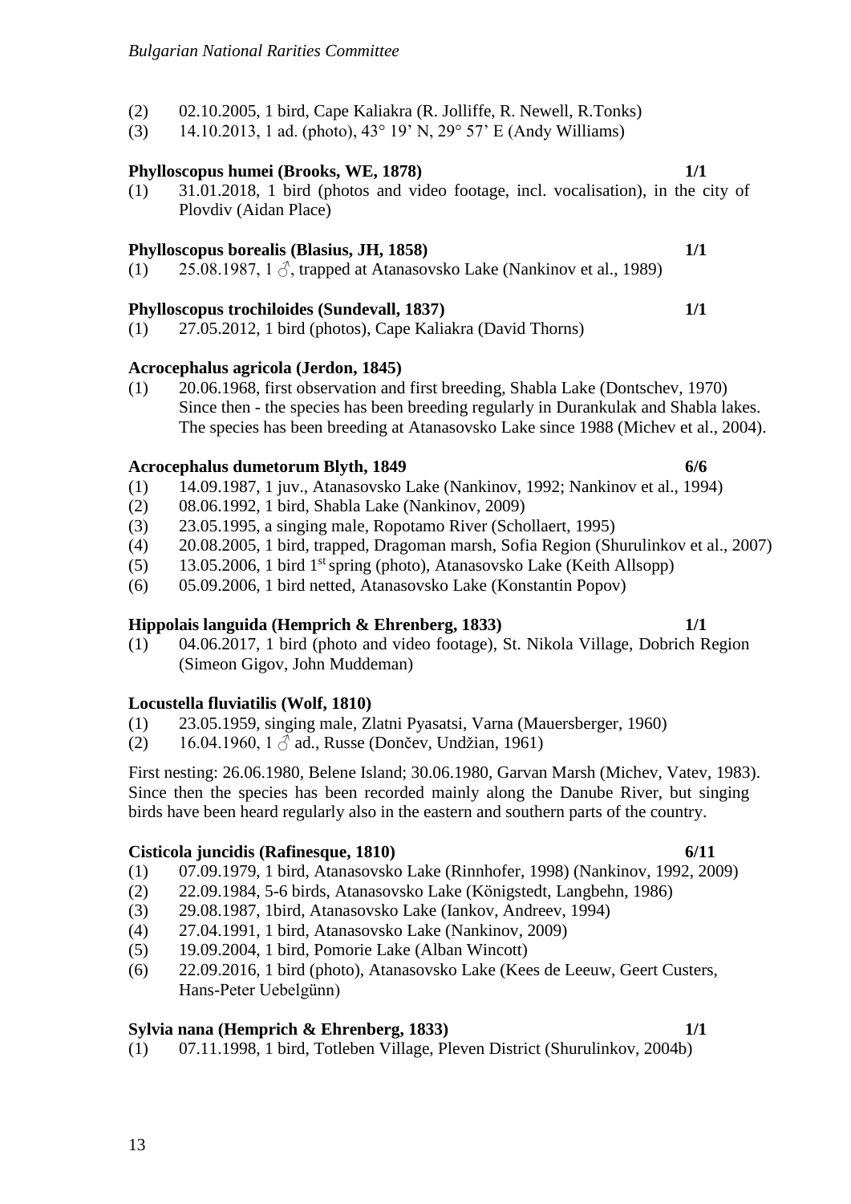(2) 02.10.2005, 1 bird, Cape Kaliakra (R. Jolliffe, R. Newell, R.Tonks)
(3) 14.10.2013, 1 ad. (photo), 43° 19’ N, 29° 57’ E (Andy Williams)

**Phylloscopus humei (Brooks, WE, 1878)** **1/1**

(1) 31.01.2018, 1 bird (photos and video footage, incl. vocalisation), in the city of Plovdiv (Aidan Place)

**Phylloscopus borealis (Blasius, JH, 1858)** **1/1**

(1) 25.08.1987, 1 ♂, trapped at Atanasovsko Lake (Nankinov et al., 1989)

**Phylloscopus trochiloides (Sundevall, 1837)** **1/1**

(1) 27.05.2012, 1 bird (photos), Cape Kaliakra (David Thorns)

**Acrocephalus agricola (Jerdon, 1845)**

(1) 20.06.1968, first observation and first breeding, Shabla Lake (Dontschev, 1970) Since then - the species has been breeding regularly in Durankulak and Shabla lakes. The species has been breeding at Atanasovsko Lake since 1988 (Michev et al., 2004).

**Acrocephalus dumetorum Blyth, 1849** **6/6**

(1) 14.09.1987, 1 juv., Atanasovsko Lake (Nankinov, 1992; Nankinov et al., 1994)
(2) 08.06.1992, 1 bird, Shabla Lake (Nankinov, 2009)
(3) 23.05.1995, a singing male, Ropotamo River (Schollaert, 1995)
(4) 20.08.2005, 1 bird, trapped, Dragoman marsh, Sofia Region (Shurulinkov et al., 2007)
(5) 13.05.2006, 1 bird 1st spring (photo), Atanasovsko Lake (Keith Allsopp)
(6) 05.09.2006, 1 bird netted, Atanasovsko Lake (Konstantin Popov)

**Hippolais languida (Hemprich & Ehrenberg, 1833)** **1/1**

(1) 04.06.2017, 1 bird (photo and video footage), St. Nikola Village, Dobrich Region (Simeon Gigov, John Muddeman)

**Locustella fluviatilis (Wolf, 1810)**

(1) 23.05.1959, singing male, Zlatni Pyasatsi, Varna (Mauersberger, 1960)
(2) 16.04.1960, 1 ♂ ad., Russe (Dončev, Undžian, 1961)

First nesting: 26.06.1980, Belene Island; 30.06.1980, Garvan Marsh (Michev, Vatev, 1983). Since then the species has been recorded mainly along the Danube River, but singing birds have been heard regularly also in the eastern and southern parts of the country.

**Cisticola juncidis (Rafinesque, 1810)** **6/11**

(1) 07.09.1979, 1 bird, Atanasovsko Lake (Rinnhofer, 1998) (Nankinov, 1992, 2009)
(2) 22.09.1984, 5-6 birds, Atanasovsko Lake (Königstedt, Langbehn, 1986)
(3) 29.08.1987, 1bird, Atanasovsko Lake (Iankov, Andreev, 1994)
(4) 27.04.1991, 1 bird, Atanasovsko Lake (Nankinov, 2009)
(5) 19.09.2004, 1 bird, Pomorie Lake (Alban Wincott)
(6) 22.09.2016, 1 bird (photo), Atanasovsko Lake (Kees de Leeuw, Geert Custers, Hans-Peter Uebelgünn)

**Sylvia nana (Hemprich & Ehrenberg, 1833)** **1/1**

(1) 07.11.1998, 1 bird, Totleben Village, Pleven District (Shurulinkov, 2004b)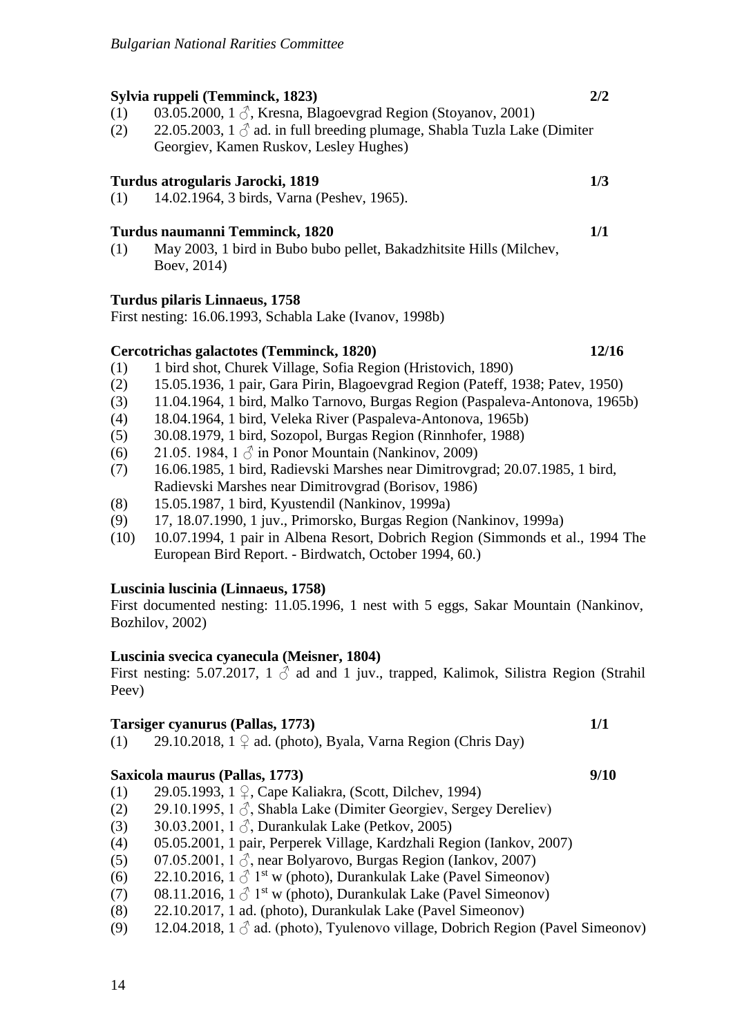**Sylvia ruppeli (Temminck, 1823)** 2/2

(1) 03.05.2000, 1 ♂, Kresna, Blagoevgrad Region (Stoyanov, 2001)
(2) 22.05.2003, 1 ♂ ad. in full breeding plumage, Shabla Tuzla Lake (Dimiter Georgiev, Kamen Ruskov, Lesley Hughes)

**Turdus atrogularis Jarocki, 1819** 1/3

(1) 14.02.1964, 3 birds, Varna (Peshev, 1965).

**Turdus naumanni Temminck, 1820** 1/1

(1) May 2003, 1 bird in Bubo bubo pellet, Bakadzhitsite Hills (Milchev, Boev, 2014)

**Turdus pilaris Linnaeus, 1758**

First nesting: 16.06.1993, Schabla Lake (Ivanov, 1998b)

**Cercotrichas galactotes (Temminck, 1820)** 12/16

(1) 1 bird shot, Churek Village, Sofia Region (Hristovich, 1890)
(2) 15.05.1936, 1 pair, Gara Pirin, Blagoevgrad Region (Pateff, 1938; Patev, 1950)
(3) 11.04.1964, 1 bird, Malko Tarnovo, Burgas Region (Paspaleva-Antonova, 1965b)
(4) 18.04.1964, 1 bird, Veleka River (Paspaleva-Antonova, 1965b)
(5) 30.08.1979, 1 bird, Sozopol, Burgas Region (Rinnhofer, 1988)
(6) 21.05. 1984, 1 ♂ in Ponor Mountain (Nankinov, 2009)
(7) 16.06.1985, 1 bird, Radievski Marshes near Dimitrovgrad; 20.07.1985, 1 bird, Radievski Marshes near Dimitrovgrad (Borisov, 1986)
(8) 15.05.1987, 1 bird, Kyustendil (Nankinov, 1999a)
(9) 17, 18.07.1990, 1 juv., Primorsko, Burgas Region (Nankinov, 1999a)
(10) 10.07.1994, 1 pair in Albena Resort, Dobrich Region (Simmonds et al., 1994 The European Bird Report. - Birdwatch, October 1994, 60.)

**Luscinia luscinia (Linnaeus, 1758)**

First documented nesting: 11.05.1996, 1 nest with 5 eggs, Sakar Mountain (Nankinov, Bozhilov, 2002)

**Luscinia svecica cyanecula (Meisner, 1804)**

First nesting: 5.07.2017, 1 ♂ ad and 1 juv., trapped, Kalimok, Silistra Region (Strahil Peev)

**Tarsiger cyanurus (Pallas, 1773)** 1/1

(1) 29.10.2018, 1 ♀ ad. (photo), Byala, Varna Region (Chris Day)

**Saxicola maurus (Pallas, 1773)** 9/10

(1) 29.05.1993, 1 ♀, Cape Kaliakra, (Scott, Dilchev, 1994)
(2) 29.10.1995, 1 ♂, Shabla Lake (Dimiter Georgiev, Sergey Dereliev)
(3) 30.03.2001, 1 ♂, Durankulak Lake (Petkov, 2005)
(4) 05.05.2001, 1 pair, Perperek Village, Kardzhali Region (Iankov, 2007)
(5) 07.05.2001, 1 ♂, near Bolyarovo, Burgas Region (Iankov, 2007)
(6) 22.10.2016, 1 ♂ 1st w (photo), Durankulak Lake (Pavel Simeonov)
(7) 08.11.2016, 1 ♂ 1st w (photo), Durankulak Lake (Pavel Simeonov)
(8) 22.10.2017, 1 ad. (photo), Durankulak Lake (Pavel Simeonov)
(9) 12.04.2018, 1 ♂ ad. (photo), Tyulenovo village, Dobrich Region (Pavel Simeonov)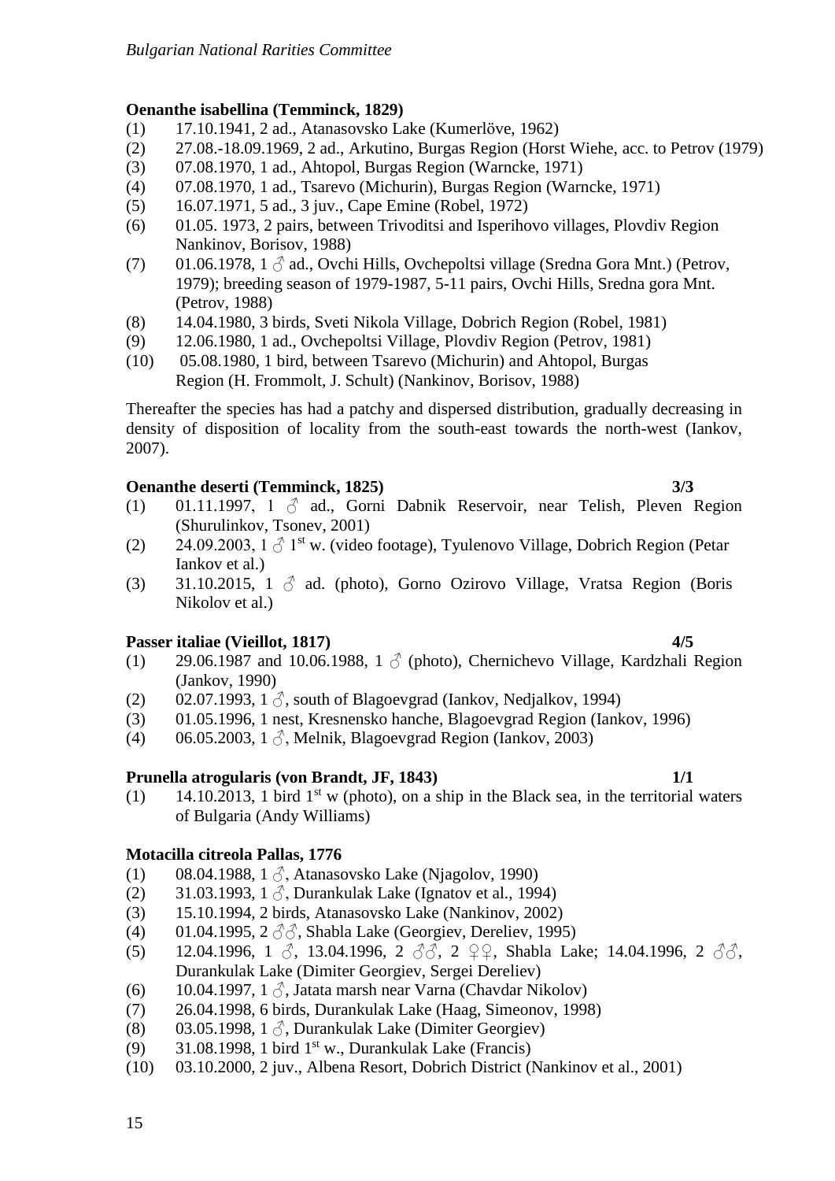**Oenanthe isabellina (Temminck, 1829)**

(1) 17.10.1941, 2 ad., Atanasovsko Lake (Kumerlöve, 1962)
(2) 27.08.-18.09.1969, 2 ad., Arkutino, Burgas Region (Horst Wiehe, acc. to Petrov (1979)
(3) 07.08.1970, 1 ad., Ahtopol, Burgas Region (Warncke, 1971)
(4) 07.08.1970, 1 ad., Tsarevo (Michurin), Burgas Region (Warncke, 1971)
(5) 16.07.1971, 5 ad., 3 juv., Cape Emine (Robel, 1972)
(6) 01.05. 1973, 2 pairs, between Trivoditsi and Isperihovo villages, Plovdiv Region Nankinov, Borisov, 1988)
(7) 01.06.1978, 1 ♂ ad., Ovchi Hills, Ovchepoltsi village (Sredna Gora Mnt.) (Petrov, 1979); breeding season of 1979-1987, 5-11 pairs, Ovchi Hills, Sredna gora Mnt. (Petrov, 1988)
(8) 14.04.1980, 3 birds, Sveti Nikola Village, Dobrich Region (Robel, 1981)
(9) 12.06.1980, 1 ad., Ovchepoltsi Village, Plovdiv Region (Petrov, 1981)
(10) 05.08.1980, 1 bird, between Tsarevo (Michurin) and Ahtopol, Burgas Region (H. Frommolt, J. Schult) (Nankinov, Borisov, 1988)

Thereafter the species has had a patchy and dispersed distribution, gradually decreasing in density of disposition of locality from the south-east towards the north-west (Iankov, 2007).

**Oenanthe deserti (Temminck, 1825) 3/3**

(1) 01.11.1997, 1 ♂ ad., Gorni Dabnik Reservoir, near Telish, Pleven Region (Shurulinkov, Tsonev, 2001)
(2) 24.09.2003, 1 ♂ 1st w. (video footage), Tyulenovo Village, Dobrich Region (Petar Iankov et al.)
(3) 31.10.2015, 1 ♂ ad. (photo), Gorno Ozirovo Village, Vratsa Region (Boris Nikolov et al.)

**Passer italiae (Vieillot, 1817) 4/5**

(1) 29.06.1987 and 10.06.1988, 1 ♂ (photo), Chernichevo Village, Kardzhali Region (Jankov, 1990)
(2) 02.07.1993, 1 ♂, south of Blagoevgrad (Iankov, Nedjalkov, 1994)
(3) 01.05.1996, 1 nest, Kresnensko hanche, Blagoevgrad Region (Iankov, 1996)
(4) 06.05.2003, 1 ♂, Melnik, Blagoevgrad Region (Iankov, 2003)

**Prunella atrogularis (von Brandt, JF, 1843) 1/1**

(1) 14.10.2013, 1 bird 1st w (photo), on a ship in the Black sea, in the territorial waters of Bulgaria (Andy Williams)

**Motacilla citreola Pallas, 1776**

(1) 08.04.1988, 1 ♂, Atanasovsko Lake (Njagolov, 1990)
(2) 31.03.1993, 1 ♂, Durankulak Lake (Ignatov et al., 1994)
(3) 15.10.1994, 2 birds, Atanasovsko Lake (Nankinov, 2002)
(4) 01.04.1995, 2 ♂♂, Shabla Lake (Georgiev, Dereliev, 1995)
(5) 12.04.1996, 1 ♂, 13.04.1996, 2 ♂♂, 2 ♀♀, Shabla Lake; 14.04.1996, 2 ♂♂, Durankulak Lake (Dimiter Georgiev, Sergei Dereliev)
(6) 10.04.1997, 1 ♂, Jatata marsh near Varna (Chavdar Nikolov)
(7) 26.04.1998, 6 birds, Durankulak Lake (Haag, Simeonov, 1998)
(8) 03.05.1998, 1 ♂, Durankulak Lake (Dimiter Georgiev)
(9) 31.08.1998, 1 bird 1st w., Durankulak Lake (Francis)
(10) 03.10.2000, 2 juv., Albena Resort, Dobrich District (Nankinov et al., 2001)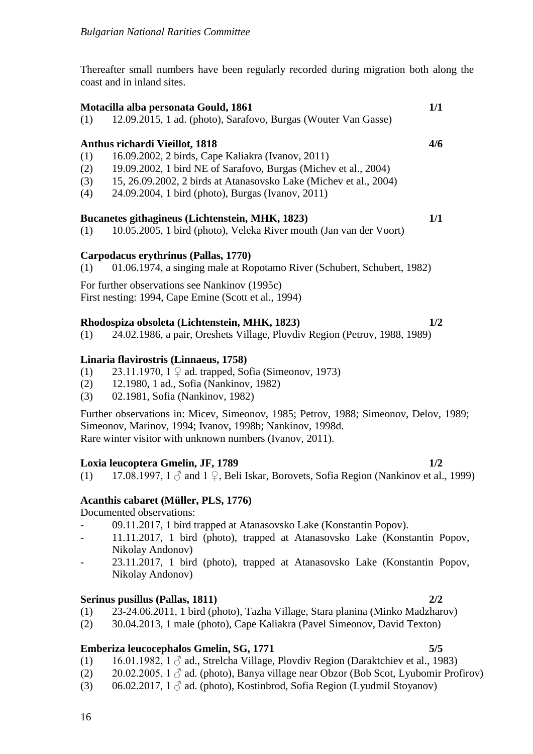Thereafter small numbers have been regularly recorded during migration both along the coast and in inland sites.

**Motacilla alba personata Gould, 1861** **1/1**

(1) 12.09.2015, 1 ad. (photo), Sarafovo, Burgas (Wouter Van Gasse)

**Anthus richardi Vieillot, 1818** **4/6**

(1) 16.09.2002, 2 birds, Cape Kaliakra (Ivanov, 2011)
(2) 19.09.2002, 1 bird NE of Sarafovo, Burgas (Michev et al., 2004)
(3) 15, 26.09.2002, 2 birds at Atanasovsko Lake (Michev et al., 2004)
(4) 24.09.2004, 1 bird (photo), Burgas (Ivanov, 2011)

**Bucanetes githagineus (Lichtenstein, MHK, 1823)** **1/1**

(1) 10.05.2005, 1 bird (photo), Veleka River mouth (Jan van der Voort)

**Carpodacus erythrinus (Pallas, 1770)**

(1) 01.06.1974, a singing male at Ropotamo River (Schubert, Schubert, 1982)

For further observations see Nankinov (1995c)
First nesting: 1994, Cape Emine (Scott et al., 1994)

**Rhodospiza obsoleta (Lichtenstein, MHK, 1823)** **1/2**

(1) 24.02.1986, a pair, Oreshets Village, Plovdiv Region (Petrov, 1988, 1989)

**Linaria flavirostris (Linnaeus, 1758)**

(1) 23.11.1970, 1 ♀ ad. trapped, Sofia (Simeonov, 1973)
(2) 12.1980, 1 ad., Sofia (Nankinov, 1982)
(3) 02.1981, Sofia (Nankinov, 1982)

Further observations in: Micev, Simeonov, 1985; Petrov, 1988; Simeonov, Delov, 1989; Simeonov, Marinov, 1994; Ivanov, 1998b; Nankinov, 1998d.
Rare winter visitor with unknown numbers (Ivanov, 2011).

**Loxia leucoptera Gmelin, JF, 1789** **1/2**

(1) 17.08.1997, 1 ♂ and 1 ♀, Beli Iskar, Borovets, Sofia Region (Nankinov et al., 1999)

**Acanthis cabaret (Müller, PLS, 1776)**

Documented observations:

- 09.11.2017, 1 bird trapped at Atanasovsko Lake (Konstantin Popov).
- 11.11.2017, 1 bird (photo), trapped at Atanasovsko Lake (Konstantin Popov, Nikolay Andonov)
- 23.11.2017, 1 bird (photo), trapped at Atanasovsko Lake (Konstantin Popov, Nikolay Andonov)

**Serinus pusillus (Pallas, 1811)** **2/2**

(1) 23-24.06.2011, 1 bird (photo), Tazha Village, Stara planina (Minko Madzharov)
(2) 30.04.2013, 1 male (photo), Cape Kaliakra (Pavel Simeonov, David Texton)

**Emberiza leucocephalos Gmelin, SG, 1771** **5/5**

(1) 16.01.1982, 1 ♂ ad., Strelcha Village, Plovdiv Region (Daraktchiev et al., 1983)
(2) 20.02.2005, 1 ♂ ad. (photo), Banya village near Obzor (Bob Scot, Lyubomir Profirov)
(3) 06.02.2017, 1 ♂ ad. (photo), Kostinbrod, Sofia Region (Lyudmil Stoyanov)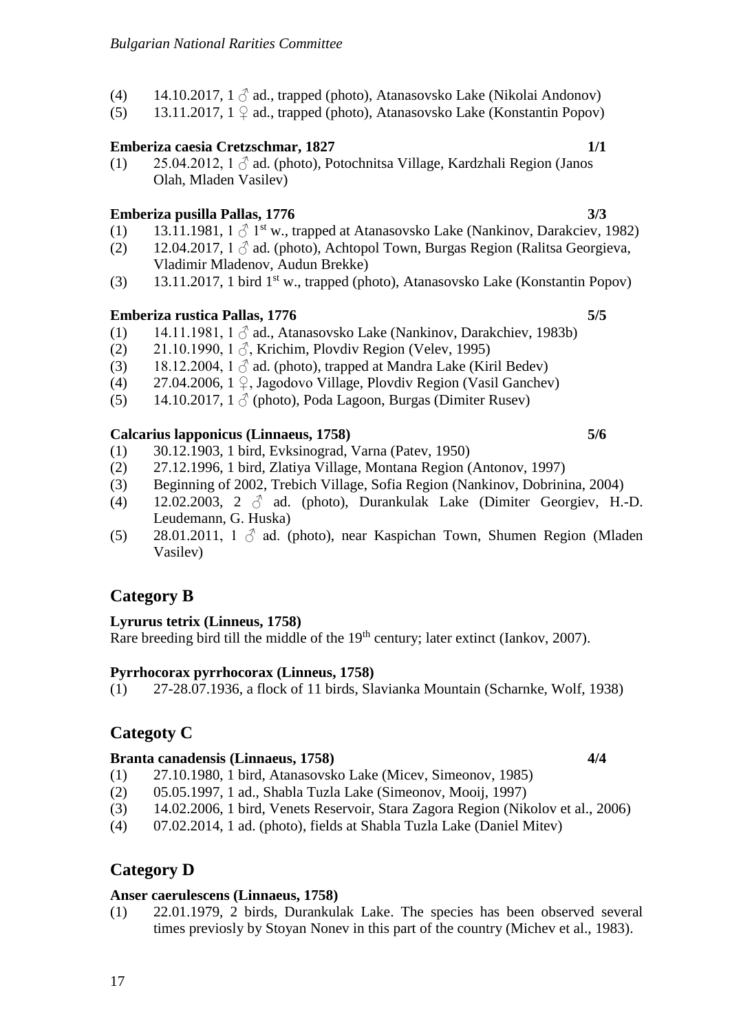(4) 14.10.2017, 1 ♂ ad., trapped (photo), Atanasovsko Lake (Nikolai Andonov)

(5) 13.11.2017, 1 ♀ ad., trapped (photo), Atanasovsko Lake (Konstantin Popov)

**Emberiza caesia Cretzschmar, 1827** **1/1**

(1) 25.04.2012, 1 ♂ ad. (photo), Potochnitsa Village, Kardzhali Region (Janos Olah, Mladen Vasilev)

**Emberiza pusilla Pallas, 1776** **3/3**

(1) 13.11.1981, 1 ♂ 1st w., trapped at Atanasovsko Lake (Nankinov, Darakciev, 1982)

(2) 12.04.2017, 1 ♂ ad. (photo), Achtopol Town, Burgas Region (Ralitsa Georgieva, Vladimir Mladenov, Audun Brekke)

(3) 13.11.2017, 1 bird 1st w., trapped (photo), Atanasovsko Lake (Konstantin Popov)

**Emberiza rustica Pallas, 1776** **5/5**

(1) 14.11.1981, 1 ♂ ad., Atanasovsko Lake (Nankinov, Darakchiev, 1983b)

(2) 21.10.1990, 1 ♂, Krichim, Plovdiv Region (Velev, 1995)

(3) 18.12.2004, 1 ♂ ad. (photo), trapped at Mandra Lake (Kiril Bedev)

(4) 27.04.2006, 1 ♀, Jagodovo Village, Plovdiv Region (Vasil Ganchev)

(5) 14.10.2017, 1 ♂ (photo), Poda Lagoon, Burgas (Dimiter Rusev)

**Calcarius lapponicus (Linnaeus, 1758)** **5/6**

(1) 30.12.1903, 1 bird, Evksinograd, Varna (Patev, 1950)

(2) 27.12.1996, 1 bird, Zlatiya Village, Montana Region (Antonov, 1997)

(3) Beginning of 2002, Trebich Village, Sofia Region (Nankinov, Dobrinina, 2004)

(4) 12.02.2003, 2 ♂ ad. (photo), Durankulak Lake (Dimiter Georgiev, H.-D. Leudemann, G. Huska)

(5) 28.01.2011, 1 ♂ ad. (photo), near Kaspichan Town, Shumen Region (Mladen Vasilev)

## Category B

**Lyrurus tetrix (Linneus, 1758)**

Rare breeding bird till the middle of the 19th century; later extinct (Iankov, 2007).

**Pyrrhocorax pyrrhocorax (Linneus, 1758)**

(1) 27-28.07.1936, a flock of 11 birds, Slavianka Mountain (Scharnke, Wolf, 1938)

## Categoty C

**Branta canadensis (Linnaeus, 1758)** **4/4**

(1) 27.10.1980, 1 bird, Atanasovsko Lake (Micev, Simeonov, 1985)

(2) 05.05.1997, 1 ad., Shabla Tuzla Lake (Simeonov, Mooij, 1997)

(3) 14.02.2006, 1 bird, Venets Reservoir, Stara Zagora Region (Nikolov et al., 2006)

(4) 07.02.2014, 1 ad. (photo), fields at Shabla Tuzla Lake (Daniel Mitev)

## Category D

**Anser caerulescens (Linnaeus, 1758)**

(1) 22.01.1979, 2 birds, Durankulak Lake. The species has been observed several times previosly by Stoyan Nonev in this part of the country (Michev et al., 1983).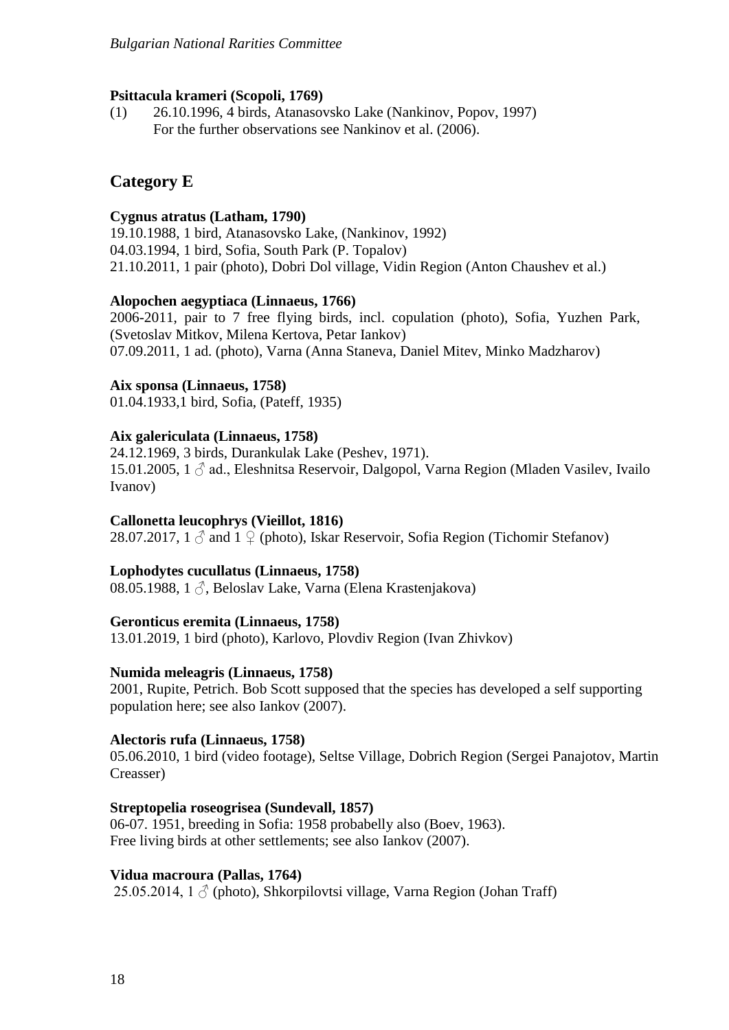**Psittacula krameri (Scopoli, 1769)**

(1) 26.10.1996, 4 birds, Atanasovsko Lake (Nankinov, Popov, 1997)
For the further observations see Nankinov et al. (2006).

## Category E

**Cygnus atratus (Latham, 1790)**

19.10.1988, 1 bird, Atanasovsko Lake, (Nankinov, 1992)
04.03.1994, 1 bird, Sofia, South Park (P. Topalov)
21.10.2011, 1 pair (photo), Dobri Dol village, Vidin Region (Anton Chaushev et al.)

**Alopochen aegyptiaca (Linnaeus, 1766)**

2006-2011, pair to 7 free flying birds, incl. copulation (photo), Sofia, Yuzhen Park, (Svetoslav Mitkov, Milena Kertova, Petar Iankov)
07.09.2011, 1 ad. (photo), Varna (Anna Staneva, Daniel Mitev, Minko Madzharov)

**Aix sponsa (Linnaeus, 1758)**

01.04.1933,1 bird, Sofia, (Pateff, 1935)

**Aix galericulata (Linnaeus, 1758)**

24.12.1969, 3 birds, Durankulak Lake (Peshev, 1971).
15.01.2005, 1 ♂ ad., Eleshnitsa Reservoir, Dalgopol, Varna Region (Mladen Vasilev, Ivailo Ivanov)

**Callonetta leucophrys (Vieillot, 1816)**

28.07.2017, 1 ♂ and 1 ♀ (photo), Iskar Reservoir, Sofia Region (Tichomir Stefanov)

**Lophodytes cucullatus (Linnaeus, 1758)**

08.05.1988, 1 ♂, Beloslav Lake, Varna (Elena Krastenjakova)

**Geronticus eremita (Linnaeus, 1758)**

13.01.2019, 1 bird (photo), Karlovo, Plovdiv Region (Ivan Zhivkov)

**Numida meleagris (Linnaeus, 1758)**

2001, Rupite, Petrich. Bob Scott supposed that the species has developed a self supporting population here; see also Iankov (2007).

**Alectoris rufa (Linnaeus, 1758)**

05.06.2010, 1 bird (video footage), Seltse Village, Dobrich Region (Sergei Panajotov, Martin Creasser)

**Streptopelia roseogrisea (Sundevall, 1857)**

06-07. 1951, breeding in Sofia: 1958 probabelly also (Boev, 1963).
Free living birds at other settlements; see also Iankov (2007).

**Vidua macroura (Pallas, 1764)**

25.05.2014, 1 ♂ (photo), Shkorpilovtsi village, Varna Region (Johan Traff)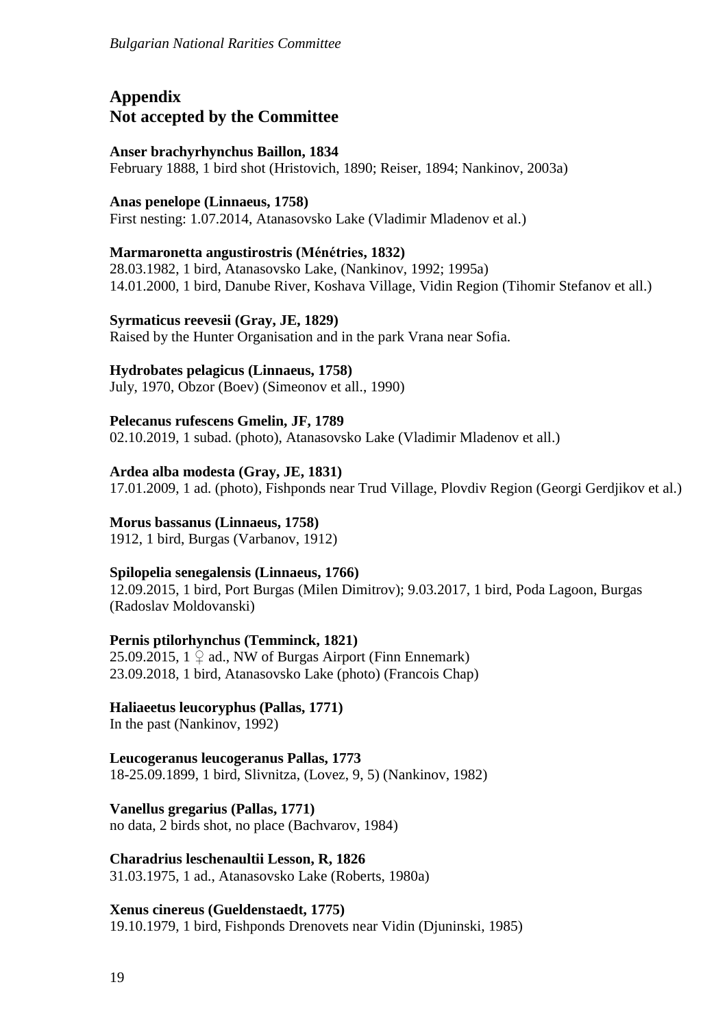## Appendix
## Not accepted by the Committee

**Anser brachyrhynchus Baillon, 1834**
February 1888, 1 bird shot (Hristovich, 1890; Reiser, 1894; Nankinov, 2003a)

**Anas penelope (Linnaeus, 1758)**
First nesting: 1.07.2014, Atanasovsko Lake (Vladimir Mladenov et al.)

**Marmaronetta angustirostris (Ménétries, 1832)**
28.03.1982, 1 bird, Atanasovsko Lake, (Nankinov, 1992; 1995a)
14.01.2000, 1 bird, Danube River, Koshava Village, Vidin Region (Tihomir Stefanov et all.)

**Syrmaticus reevesii (Gray, JE, 1829)**
Raised by the Hunter Organisation and in the park Vrana near Sofia.

**Hydrobates pelagicus (Linnaeus, 1758)**
July, 1970, Obzor (Boev) (Simeonov et all., 1990)

**Pelecanus rufescens Gmelin, JF, 1789**
02.10.2019, 1 subad. (photo), Atanasovsko Lake (Vladimir Mladenov et all.)

**Ardea alba modesta (Gray, JE, 1831)**
17.01.2009, 1 ad. (photo), Fishponds near Trud Village, Plovdiv Region (Georgi Gerdjikov et al.)

**Morus bassanus (Linnaeus, 1758)**
1912, 1 bird, Burgas (Varbanov, 1912)

**Spilopelia senegalensis (Linnaeus, 1766)**
12.09.2015, 1 bird, Port Burgas (Milen Dimitrov); 9.03.2017, 1 bird, Poda Lagoon, Burgas (Radoslav Moldovanski)

**Pernis ptilorhynchus (Temminck, 1821)**
25.09.2015, 1 ♀ ad., NW of Burgas Airport (Finn Ennemark)
23.09.2018, 1 bird, Atanasovsko Lake (photo) (Francois Chap)

**Haliaeetus leucoryphus (Pallas, 1771)**
In the past (Nankinov, 1992)

**Leucogeranus leucogeranus Pallas, 1773**
18-25.09.1899, 1 bird, Slivnitza, (Lovez, 9, 5) (Nankinov, 1982)

**Vanellus gregarius (Pallas, 1771)**
no data, 2 birds shot, no place (Bachvarov, 1984)

**Charadrius leschenaultii Lesson, R, 1826**
31.03.1975, 1 ad., Atanasovsko Lake (Roberts, 1980a)

**Xenus cinereus (Gueldenstaedt, 1775)**
19.10.1979, 1 bird, Fishponds Drenovets near Vidin (Djuninski, 1985)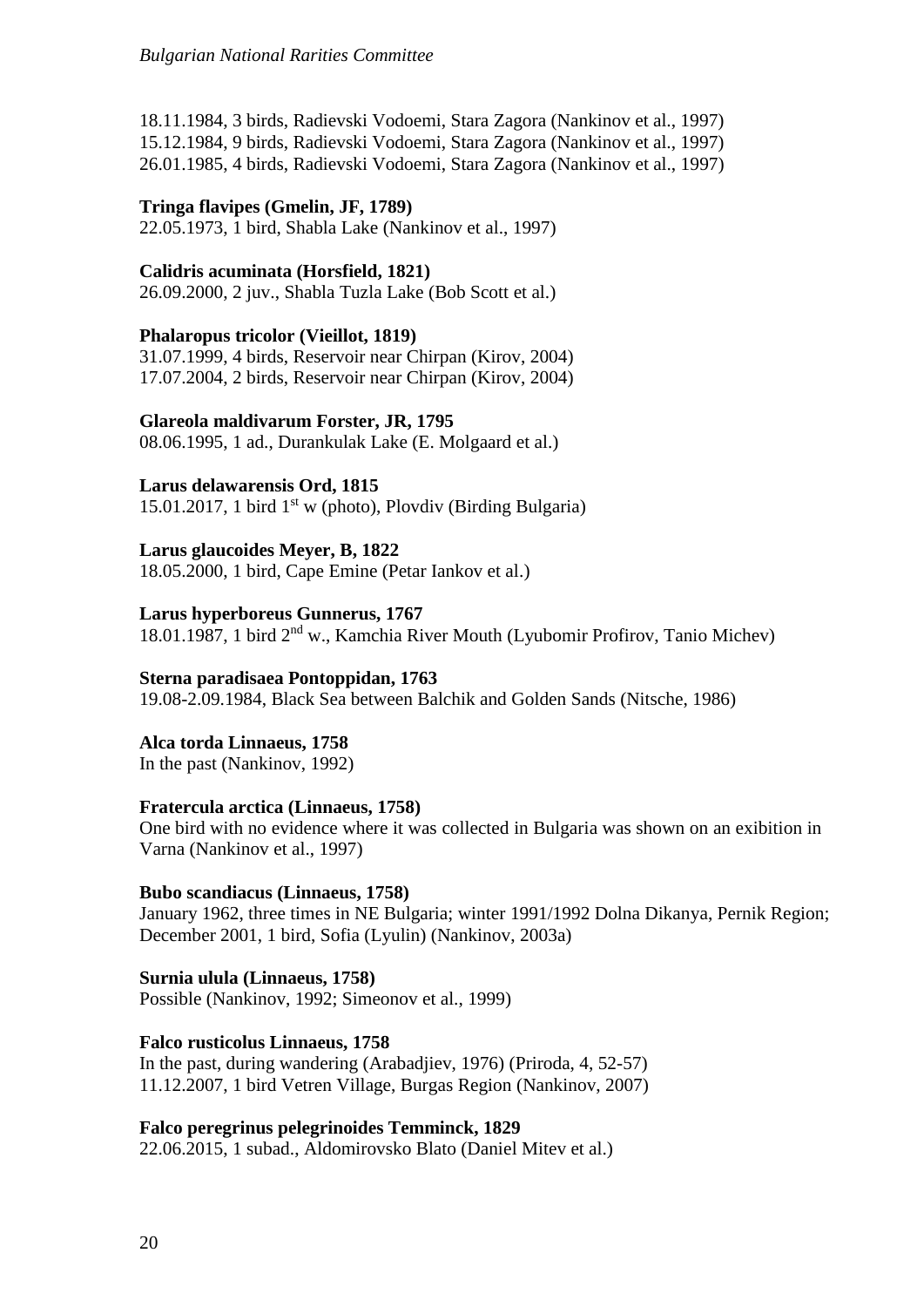18.11.1984, 3 birds, Radievski Vodoemi, Stara Zagora (Nankinov et al., 1997)
15.12.1984, 9 birds, Radievski Vodoemi, Stara Zagora (Nankinov et al., 1997)
26.01.1985, 4 birds, Radievski Vodoemi, Stara Zagora (Nankinov et al., 1997)

**Tringa flavipes (Gmelin, JF, 1789)**
22.05.1973, 1 bird, Shabla Lake (Nankinov et al., 1997)

**Calidris acuminata (Horsfield, 1821)**
26.09.2000, 2 juv., Shabla Tuzla Lake (Bob Scott et al.)

**Phalaropus tricolor (Vieillot, 1819)**
31.07.1999, 4 birds, Reservoir near Chirpan (Kirov, 2004)
17.07.2004, 2 birds, Reservoir near Chirpan (Kirov, 2004)

**Glareola maldivarum Forster, JR, 1795**
08.06.1995, 1 ad., Durankulak Lake (E. Molgaard et al.)

**Larus delawarensis Ord, 1815**
15.01.2017, 1 bird 1st w (photo), Plovdiv (Birding Bulgaria)

**Larus glaucoides Meyer, B, 1822**
18.05.2000, 1 bird, Cape Emine (Petar Iankov et al.)

**Larus hyperboreus Gunnerus, 1767**
18.01.1987, 1 bird 2nd w., Kamchia River Mouth (Lyubomir Profirov, Tanio Michev)

**Sterna paradisaea Pontoppidan, 1763**
19.08-2.09.1984, Black Sea between Balchik and Golden Sands (Nitsche, 1986)

**Alca torda Linnaeus, 1758**
In the past (Nankinov, 1992)

**Fratercula arctica (Linnaeus, 1758)**
One bird with no evidence where it was collected in Bulgaria was shown on an exibition in Varna (Nankinov et al., 1997)

**Bubo scandiacus (Linnaeus, 1758)**
January 1962, three times in NE Bulgaria; winter 1991/1992 Dolna Dikanya, Pernik Region; December 2001, 1 bird, Sofia (Lyulin) (Nankinov, 2003a)

**Surnia ulula (Linnaeus, 1758)**
Possible (Nankinov, 1992; Simeonov et al., 1999)

**Falco rusticolus Linnaeus, 1758**
In the past, during wandering (Arabadjiev, 1976) (Priroda, 4, 52-57)
11.12.2007, 1 bird Vetren Village, Burgas Region (Nankinov, 2007)

**Falco peregrinus pelegrinoides Temminck, 1829**
22.06.2015, 1 subad., Aldomirovsko Blato (Daniel Mitev et al.)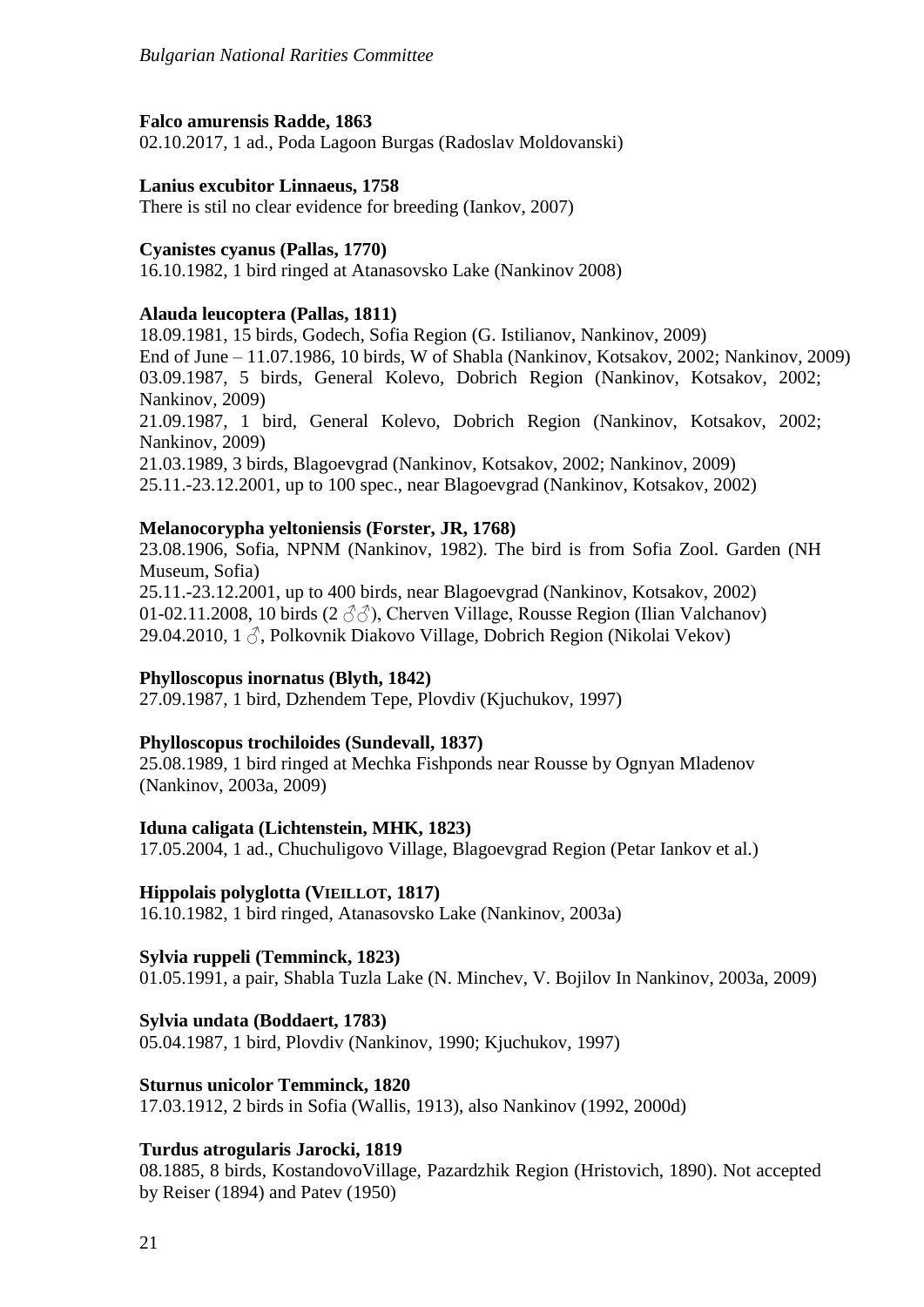**Falco amurensis Radde, 1863**
02.10.2017, 1 ad., Poda Lagoon Burgas (Radoslav Moldovanski)

**Lanius excubitor Linnaeus, 1758**
There is stil no clear evidence for breeding (Iankov, 2007)

**Cyanistes cyanus (Pallas, 1770)**
16.10.1982, 1 bird ringed at Atanasovsko Lake (Nankinov 2008)

**Alauda leucoptera (Pallas, 1811)**
18.09.1981, 15 birds, Godech, Sofia Region (G. Istilianov, Nankinov, 2009)
End of June – 11.07.1986, 10 birds, W of Shabla (Nankinov, Kotsakov, 2002; Nankinov, 2009)
03.09.1987, 5 birds, General Kolevo, Dobrich Region (Nankinov, Kotsakov, 2002; Nankinov, 2009)
21.09.1987, 1 bird, General Kolevo, Dobrich Region (Nankinov, Kotsakov, 2002; Nankinov, 2009)
21.03.1989, 3 birds, Blagoevgrad (Nankinov, Kotsakov, 2002; Nankinov, 2009)
25.11.-23.12.2001, up to 100 spec., near Blagoevgrad (Nankinov, Kotsakov, 2002)

**Melanocorypha yeltoniensis (Forster, JR, 1768)**
23.08.1906, Sofia, NPNM (Nankinov, 1982). The bird is from Sofia Zool. Garden (NH Museum, Sofia)
25.11.-23.12.2001, up to 400 birds, near Blagoevgrad (Nankinov, Kotsakov, 2002)
01-02.11.2008, 10 birds (2 ♂♂), Cherven Village, Rousse Region (Ilian Valchanov)
29.04.2010, 1 ♂, Polkovnik Diakovo Village, Dobrich Region (Nikolai Vekov)

**Phylloscopus inornatus (Blyth, 1842)**
27.09.1987, 1 bird, Dzhendem Tepe, Plovdiv (Kjuchukov, 1997)

**Phylloscopus trochiloides (Sundevall, 1837)**
25.08.1989, 1 bird ringed at Mechka Fishponds near Rousse by Ognyan Mladenov (Nankinov, 2003a, 2009)

**Iduna caligata (Lichtenstein, MHK, 1823)**
17.05.2004, 1 ad., Chuchuligovo Village, Blagoevgrad Region (Petar Iankov et al.)

**Hippolais polyglotta (Vieillot, 1817)**
16.10.1982, 1 bird ringed, Atanasovsko Lake (Nankinov, 2003a)

**Sylvia ruppeli (Temminck, 1823)**
01.05.1991, a pair, Shabla Tuzla Lake (N. Minchev, V. Bojilov In Nankinov, 2003a, 2009)

**Sylvia undata (Boddaert, 1783)**
05.04.1987, 1 bird, Plovdiv (Nankinov, 1990; Kjuchukov, 1997)

**Sturnus unicolor Temminck, 1820**
17.03.1912, 2 birds in Sofia (Wallis, 1913), also Nankinov (1992, 2000d)

**Turdus atrogularis Jarocki, 1819**
08.1885, 8 birds, KostandovoVillage, Pazardzhik Region (Hristovich, 1890). Not accepted by Reiser (1894) and Patev (1950)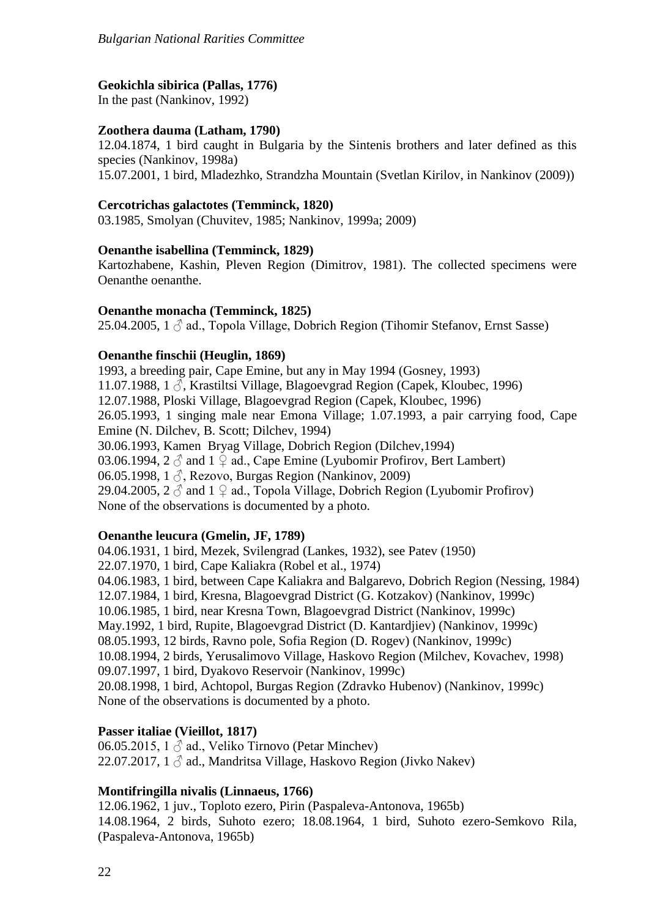**Geokichla sibirica (Pallas, 1776)**
In the past (Nankinov, 1992)

**Zoothera dauma (Latham, 1790)**
12.04.1874, 1 bird caught in Bulgaria by the Sintenis brothers and later defined as this species (Nankinov, 1998a)
15.07.2001, 1 bird, Mladezhko, Strandzha Mountain (Svetlan Kirilov, in Nankinov (2009))

**Cercotrichas galactotes (Temminck, 1820)**
03.1985, Smolyan (Chuvitev, 1985; Nankinov, 1999a; 2009)

**Oenanthe isabellina (Temminck, 1829)**
Kartozhabene, Kashin, Pleven Region (Dimitrov, 1981). The collected specimens were Oenanthe oenanthe.

**Oenanthe monacha (Temminck, 1825)**
25.04.2005, 1 ♂ ad., Topola Village, Dobrich Region (Tihomir Stefanov, Ernst Sasse)

**Oenanthe finschii (Heuglin, 1869)**
1993, a breeding pair, Cape Emine, but any in May 1994 (Gosney, 1993)
11.07.1988, 1 ♂, Krastiltsi Village, Blagoevgrad Region (Capek, Kloubec, 1996)
12.07.1988, Ploski Village, Blagoevgrad Region (Capek, Kloubec, 1996)
26.05.1993, 1 singing male near Emona Village; 1.07.1993, a pair carrying food, Cape Emine (N. Dilchev, B. Scott; Dilchev, 1994)
30.06.1993, Kamen Bryag Village, Dobrich Region (Dilchev,1994)
03.06.1994, 2 ♂ and 1 ♀ ad., Cape Emine (Lyubomir Profirov, Bert Lambert)
06.05.1998, 1 ♂, Rezovo, Burgas Region (Nankinov, 2009)
29.04.2005, 2 ♂ and 1 ♀ ad., Topola Village, Dobrich Region (Lyubomir Profirov)
None of the observations is documented by a photo.

**Oenanthe leucura (Gmelin, JF, 1789)**
04.06.1931, 1 bird, Mezek, Svilengrad (Lankes, 1932), see Patev (1950)
22.07.1970, 1 bird, Cape Kaliakra (Robel et al., 1974)
04.06.1983, 1 bird, between Cape Kaliakra and Balgarevo, Dobrich Region (Nessing, 1984)
12.07.1984, 1 bird, Kresna, Blagoevgrad District (G. Kotzakov) (Nankinov, 1999c)
10.06.1985, 1 bird, near Kresna Town, Blagoevgrad District (Nankinov, 1999c)
May.1992, 1 bird, Rupite, Blagoevgrad District (D. Kantardjiev) (Nankinov, 1999c)
08.05.1993, 12 birds, Ravno pole, Sofia Region (D. Rogev) (Nankinov, 1999c)
10.08.1994, 2 birds, Yerusalimovo Village, Haskovo Region (Milchev, Kovachev, 1998)
09.07.1997, 1 bird, Dyakovo Reservoir (Nankinov, 1999c)
20.08.1998, 1 bird, Achtopol, Burgas Region (Zdravko Hubenov) (Nankinov, 1999c)
None of the observations is documented by a photo.

**Passer italiae (Vieillot, 1817)**
06.05.2015, 1 ♂ ad., Veliko Tirnovo (Petar Minchev)
22.07.2017, 1 ♂ ad., Mandritsa Village, Haskovo Region (Jivko Nakev)

**Montifringilla nivalis (Linnaeus, 1766)**
12.06.1962, 1 juv., Toploto ezero, Pirin (Paspaleva-Antonova, 1965b)
14.08.1964, 2 birds, Suhoto ezero; 18.08.1964, 1 bird, Suhoto ezero-Semkovo Rila, (Paspaleva-Antonova, 1965b)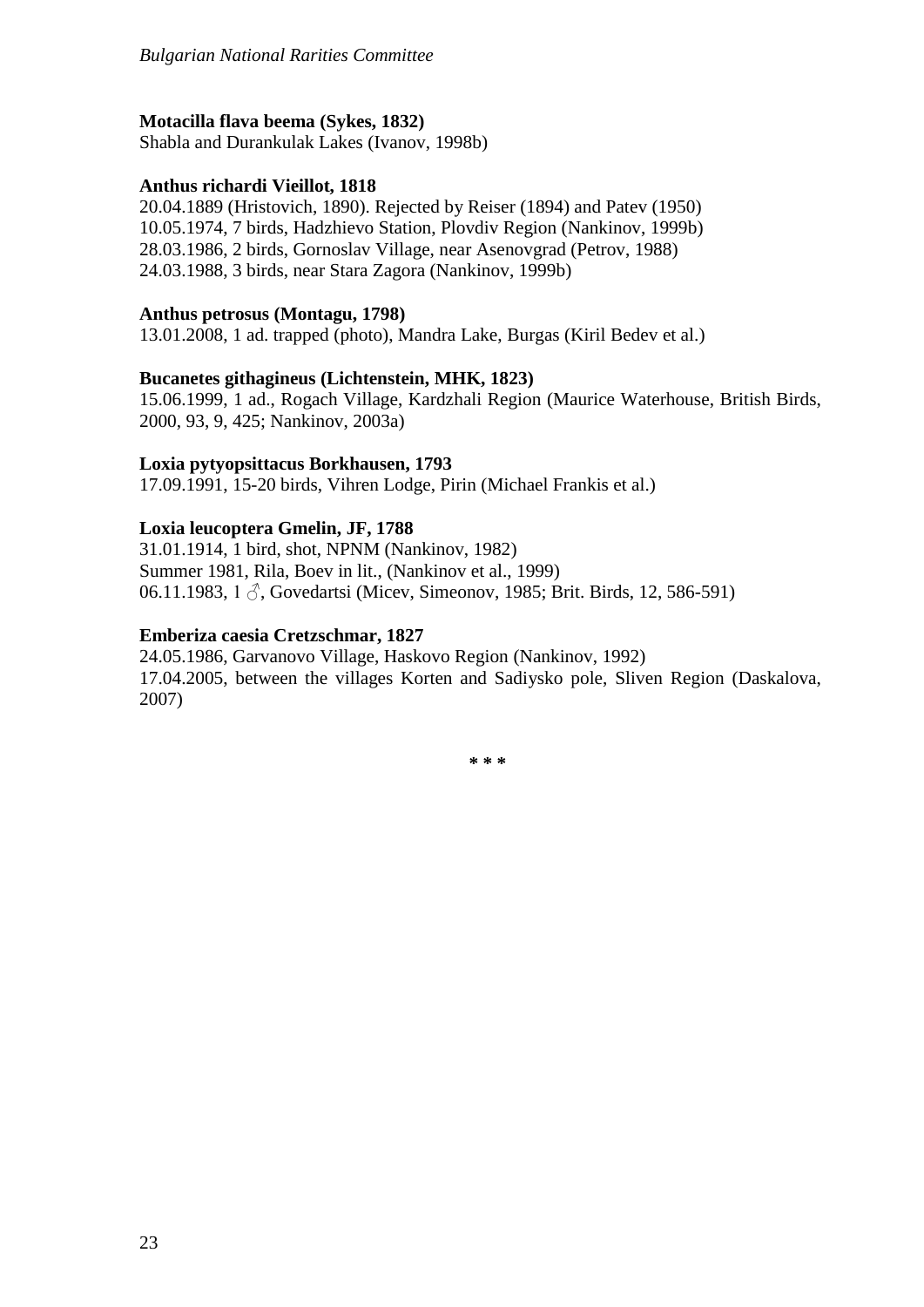**Motacilla flava beema (Sykes, 1832)**
Shabla and Durankulak Lakes (Ivanov, 1998b)

**Anthus richardi Vieillot, 1818**
20.04.1889 (Hristovich, 1890). Rejected by Reiser (1894) and Patev (1950)
10.05.1974, 7 birds, Hadzhievo Station, Plovdiv Region (Nankinov, 1999b)
28.03.1986, 2 birds, Gornoslav Village, near Asenovgrad (Petrov, 1988)
24.03.1988, 3 birds, near Stara Zagora (Nankinov, 1999b)

**Anthus petrosus (Montagu, 1798)**
13.01.2008, 1 ad. trapped (photo), Mandra Lake, Burgas (Kiril Bedev et al.)

**Bucanetes githagineus (Lichtenstein, MHK, 1823)**
15.06.1999, 1 ad., Rogach Village, Kardzhali Region (Maurice Waterhouse, British Birds, 2000, 93, 9, 425; Nankinov, 2003a)

**Loxia pytyopsittacus Borkhausen, 1793**
17.09.1991, 15-20 birds, Vihren Lodge, Pirin (Michael Frankis et al.)

**Loxia leucoptera Gmelin, JF, 1788**
31.01.1914, 1 bird, shot, NPNM (Nankinov, 1982)
Summer 1981, Rila, Boev in lit., (Nankinov et al., 1999)
06.11.1983, 1 ♂, Govedartsi (Micev, Simeonov, 1985; Brit. Birds, 12, 586-591)

**Emberiza caesia Cretzschmar, 1827**
24.05.1986, Garvanovo Village, Haskovo Region (Nankinov, 1992)
17.04.2005, between the villages Korten and Sadiysko pole, Sliven Region (Daskalova, 2007)

\* \* \*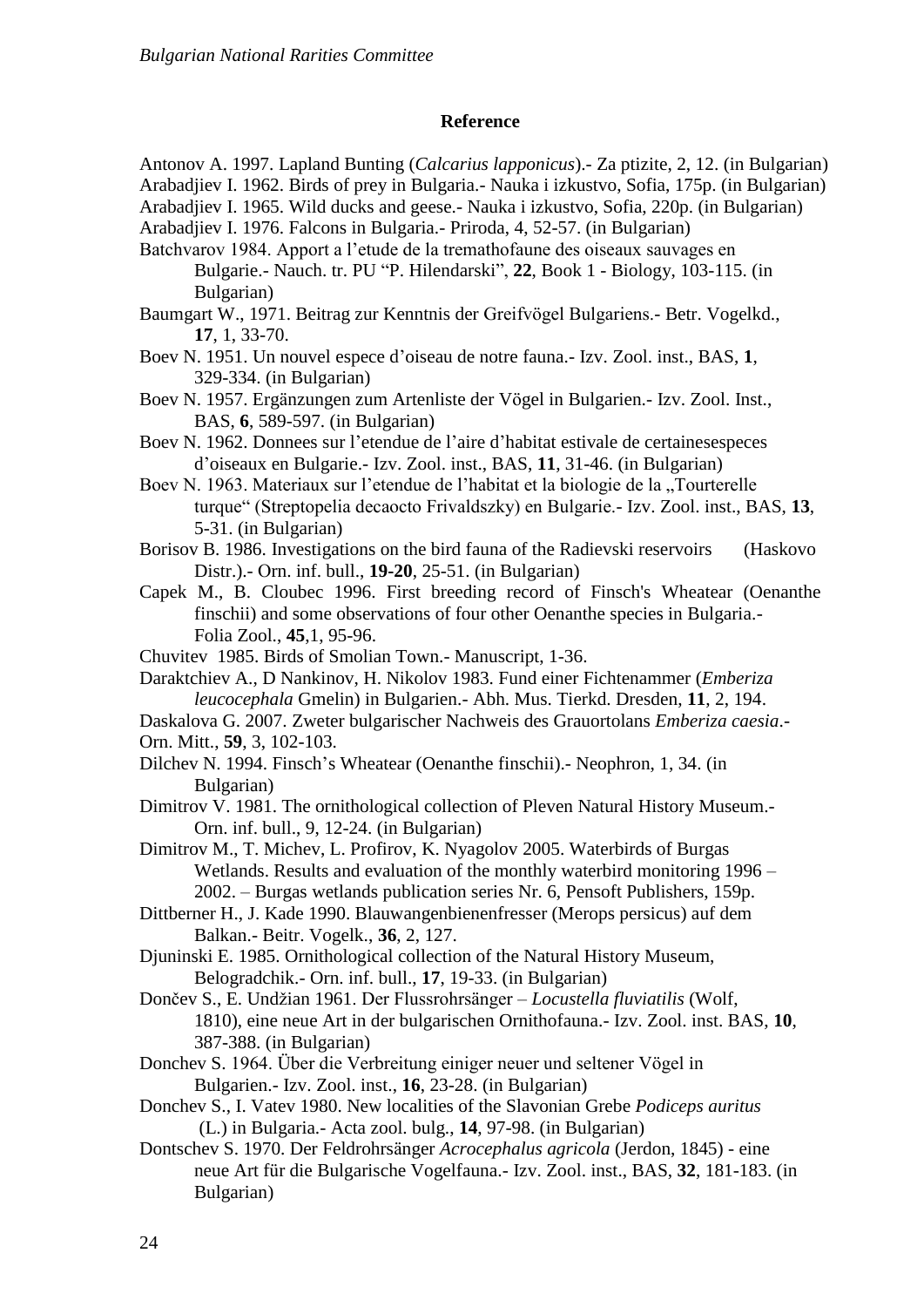## Reference

Antonov A. 1997. Lapland Bunting (*Calcarius lapponicus*).- Za ptizite, 2, 12. (in Bulgarian)

Arabadjiev I. 1962. Birds of prey in Bulgaria.- Nauka i izkustvo, Sofia, 175p. (in Bulgarian)

Arabadjiev I. 1965. Wild ducks and geese.- Nauka i izkustvo, Sofia, 220p. (in Bulgarian)

Arabadjiev I. 1976. Falcons in Bulgaria.- Priroda, 4, 52-57. (in Bulgarian)

Batchvarov 1984. Apport a l'etude de la tremathofaune des oiseaux sauvages en Bulgarie.- Nauch. tr. PU "P. Hilendarski", **22**, Book 1 - Biology, 103-115. (in Bulgarian)

Baumgart W., 1971. Beitrag zur Kenntnis der Greifvögel Bulgariens.- Betr. Vogelkd., **17**, 1, 33-70.

Boev N. 1951. Un nouvel espece d'oiseau de notre fauna.- Izv. Zool. inst., BAS, **1**, 329-334. (in Bulgarian)

Boev N. 1957. Ergänzungen zum Artenliste der Vögel in Bulgarien.- Izv. Zool. Inst., BAS, **6**, 589-597. (in Bulgarian)

Boev N. 1962. Donnees sur l'etendue de l'aire d'habitat estivale de certainesespeces d'oiseaux en Bulgarie.- Izv. Zool. inst., BAS, **11**, 31-46. (in Bulgarian)

Boev N. 1963. Materiaux sur l'etendue de l'habitat et la biologie de la „Tourterelle turque" (Streptopelia decaocto Frivaldszky) en Bulgarie.- Izv. Zool. inst., BAS, **13**, 5-31. (in Bulgarian)

Borisov B. 1986. Investigations on the bird fauna of the Radievski reservoirs (Haskovo Distr.).- Orn. inf. bull., **19-20**, 25-51. (in Bulgarian)

Capek M., B. Cloubec 1996. First breeding record of Finsch's Wheatear (Oenanthe finschii) and some observations of four other Oenanthe species in Bulgaria.- Folia Zool., **45**,1, 95-96.

Chuvitev 1985. Birds of Smolian Town.- Manuscript, 1-36.

Daraktchiev A., D Nankinov, H. Nikolov 1983. Fund einer Fichtenammer (*Emberiza leucocephala* Gmelin) in Bulgarien.- Abh. Mus. Tierkd. Dresden, **11**, 2, 194.

Daskalova G. 2007. Zweter bulgarischer Nachweis des Grauortolans *Emberiza caesia*.- Orn. Mitt., **59**, 3, 102-103.

Dilchev N. 1994. Finsch's Wheatear (Oenanthe finschii).- Neophron, 1, 34. (in Bulgarian)

Dimitrov V. 1981. The ornithological collection of Pleven Natural History Museum.- Orn. inf. bull., 9, 12-24. (in Bulgarian)

Dimitrov M., T. Michev, L. Profirov, K. Nyagolov 2005. Waterbirds of Burgas Wetlands. Results and evaluation of the monthly waterbird monitoring 1996 – 2002. – Burgas wetlands publication series Nr. 6, Pensoft Publishers, 159p.

Dittberner H., J. Kade 1990. Blauwangenbienenfresser (Merops persicus) auf dem Balkan.- Beitr. Vogelk., **36**, 2, 127.

Djuninski E. 1985. Ornithological collection of the Natural History Museum, Belogradchik.- Orn. inf. bull., **17**, 19-33. (in Bulgarian)

Dončev S., E. Undžian 1961. Der Flussrohrsänger – *Locustella fluviatilis* (Wolf, 1810), eine neue Art in der bulgarischen Ornithofauna.- Izv. Zool. inst. BAS, **10**, 387-388. (in Bulgarian)

Donchev S. 1964. Über die Verbreitung einiger neuer und seltener Vögel in Bulgarien.- Izv. Zool. inst., **16**, 23-28. (in Bulgarian)

Donchev S., I. Vatev 1980. New localities of the Slavonian Grebe *Podiceps auritus* (L.) in Bulgaria.- Acta zool. bulg., **14**, 97-98. (in Bulgarian)

Dontschev S. 1970. Der Feldrohrsänger *Acrocephalus agricola* (Jerdon, 1845) - eine neue Art für die Bulgarische Vogelfauna.- Izv. Zool. inst., BAS, **32**, 181-183. (in Bulgarian)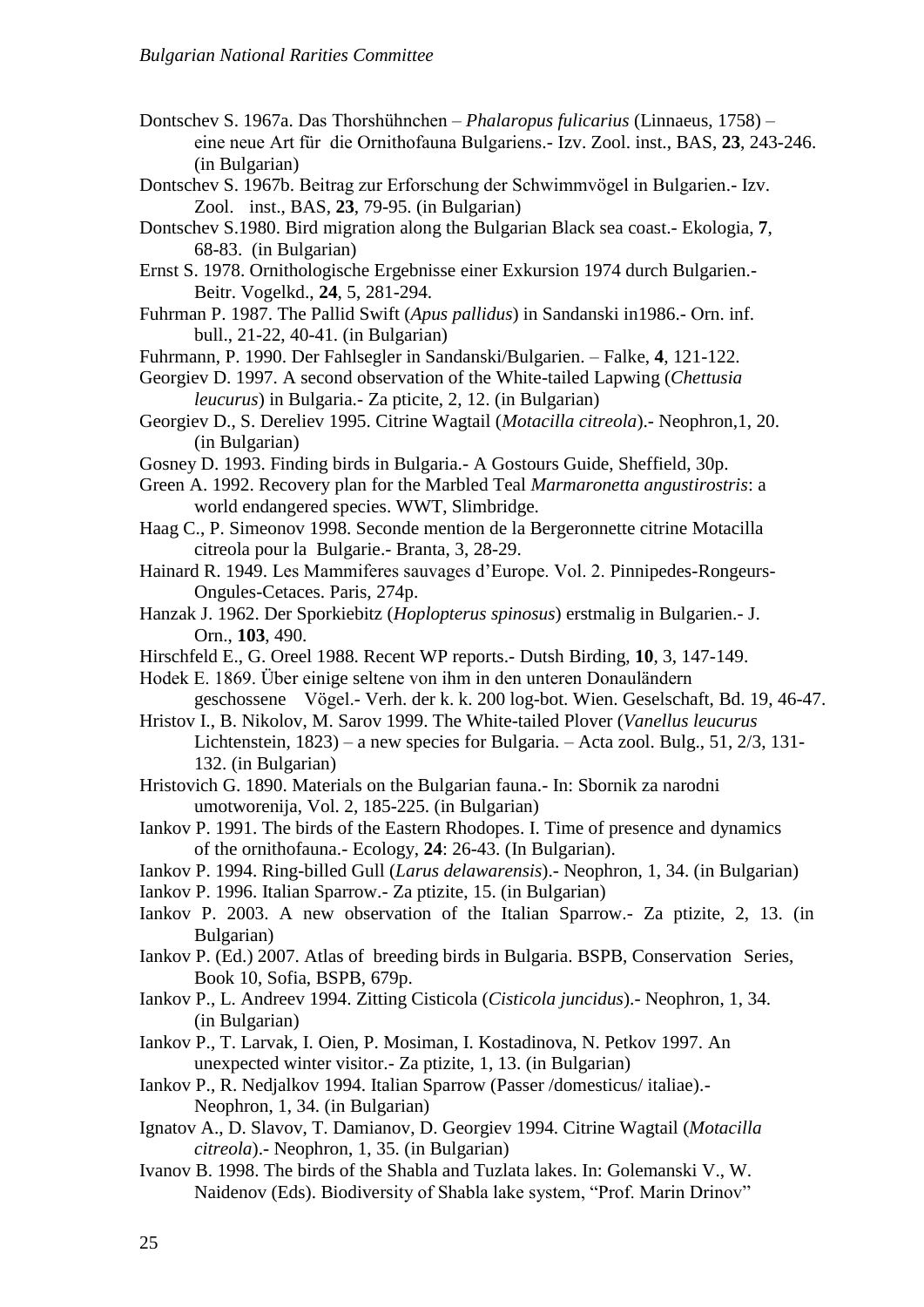Dontschev S. 1967a. Das Thorshühnchen – *Phalaropus fulicarius* (Linnaeus, 1758) – eine neue Art für die Ornithofauna Bulgariens.- Izv. Zool. inst., BAS, **23**, 243-246. (in Bulgarian)

Dontschev S. 1967b. Beitrag zur Erforschung der Schwimmvögel in Bulgarien.- Izv. Zool. inst., BAS, **23**, 79-95. (in Bulgarian)

Dontschev S.1980. Bird migration along the Bulgarian Black sea coast.- Ekologia, **7**, 68-83. (in Bulgarian)

Ernst S. 1978. Ornithologische Ergebnisse einer Exkursion 1974 durch Bulgarien.- Beitr. Vogelkd., **24**, 5, 281-294.

Fuhrman P. 1987. The Pallid Swift (*Apus pallidus*) in Sandanski in1986.- Orn. inf. bull., 21-22, 40-41. (in Bulgarian)

Fuhrmann, P. 1990. Der Fahlsegler in Sandanski/Bulgarien. – Falke, **4**, 121-122.

Georgiev D. 1997. A second observation of the White-tailed Lapwing (*Chettusia leucurus*) in Bulgaria.- Za pticite, 2, 12. (in Bulgarian)

Georgiev D., S. Dereliev 1995. Citrine Wagtail (*Motacilla citreola*).- Neophron,1, 20. (in Bulgarian)

Gosney D. 1993. Finding birds in Bulgaria.- A Gostours Guide, Sheffield, 30p.

Green A. 1992. Recovery plan for the Marbled Teal *Marmaronetta angustirostris*: a world endangered species. WWT, Slimbridge.

Haag C., P. Simeonov 1998. Seconde mention de la Bergeronnette citrine Motacilla citreola pour la Bulgarie.- Branta, 3, 28-29.

Hainard R. 1949. Les Mammiferes sauvages d'Europe. Vol. 2. Pinnipedes-Rongeurs-Ongules-Cetaces. Paris, 274p.

Hanzak J. 1962. Der Sporkiebitz (*Hoplopterus spinosus*) erstmalig in Bulgarien.- J. Orn., **103**, 490.

Hirschfeld E., G. Oreel 1988. Recent WP reports.- Dutsh Birding, **10**, 3, 147-149.

Hodek E. 1869. Über einige seltene von ihm in den unteren Donauländern geschossene Vögel.- Verh. der k. k. 200 log-bot. Wien. Geselschaft, Bd. 19, 46-47.

Hristov I., B. Nikolov, M. Sarov 1999. The White-tailed Plover (*Vanellus leucurus* Lichtenstein, 1823) – a new species for Bulgaria. – Acta zool. Bulg., 51, 2/3, 131-132. (in Bulgarian)

Hristovich G. 1890. Materials on the Bulgarian fauna.- In: Sbornik za narodni umotworenija, Vol. 2, 185-225. (in Bulgarian)

Iankov P. 1991. The birds of the Eastern Rhodopes. I. Time of presence and dynamics of the ornithofauna.- Ecology, **24**: 26-43. (In Bulgarian).

Iankov P. 1994. Ring-billed Gull (*Larus delawarensis*).- Neophron, 1, 34. (in Bulgarian)

Iankov P. 1996. Italian Sparrow.- Za ptizite, 15. (in Bulgarian)

Iankov P. 2003. A new observation of the Italian Sparrow.- Za ptizite, 2, 13. (in Bulgarian)

Iankov P. (Ed.) 2007. Atlas of breeding birds in Bulgaria. BSPB, Conservation Series, Book 10, Sofia, BSPB, 679p.

Iankov P., L. Andreev 1994. Zitting Cisticola (*Cisticola juncidus*).- Neophron, 1, 34. (in Bulgarian)

Iankov P., T. Larvak, I. Oien, P. Mosiman, I. Kostadinova, N. Petkov 1997. An unexpected winter visitor.- Za ptizite, 1, 13. (in Bulgarian)

Iankov P., R. Nedjalkov 1994. Italian Sparrow (Passer /domesticus/ italiae).- Neophron, 1, 34. (in Bulgarian)

Ignatov A., D. Slavov, T. Damianov, D. Georgiev 1994. Citrine Wagtail (*Motacilla citreola*).- Neophron, 1, 35. (in Bulgarian)

Ivanov B. 1998. The birds of the Shabla and Tuzlata lakes. In: Golemanski V., W. Naidenov (Eds). Biodiversity of Shabla lake system, "Prof. Marin Drinov"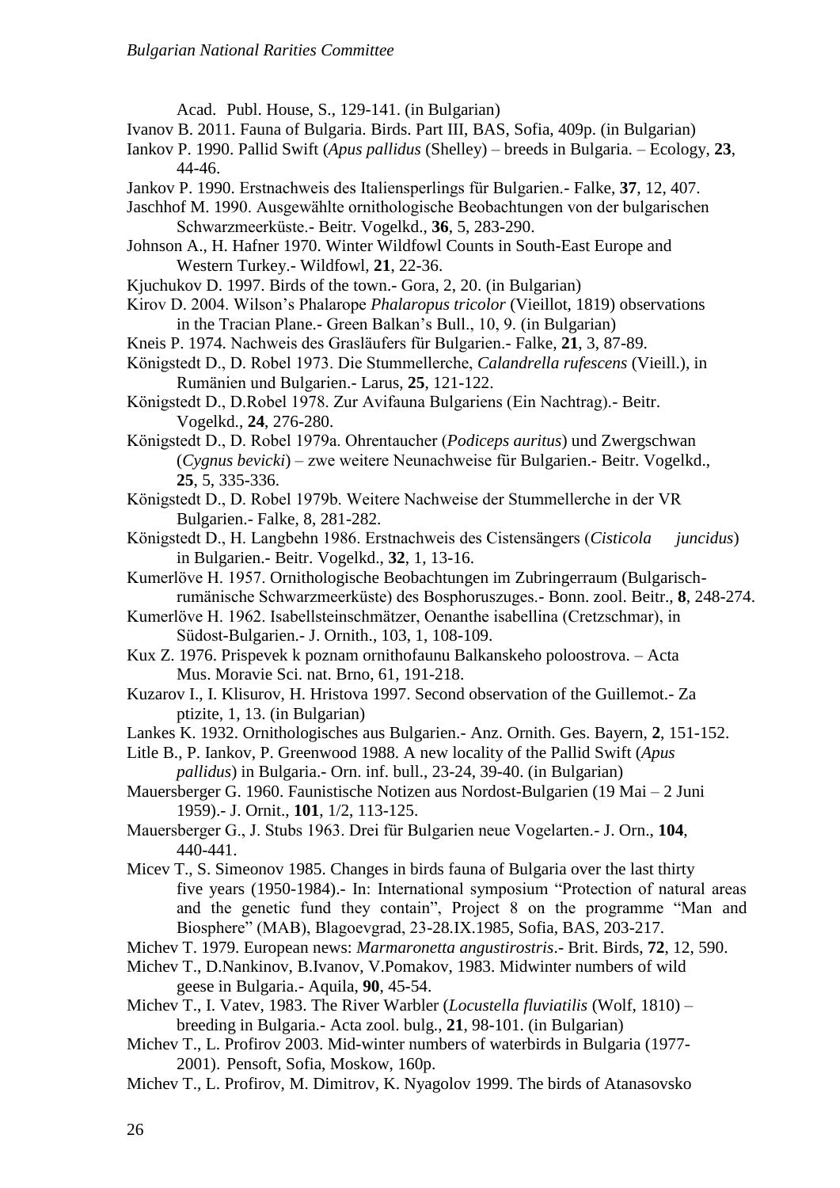Acad. Publ. House, S., 129-141. (in Bulgarian)

Ivanov B. 2011. Fauna of Bulgaria. Birds. Part III, BAS, Sofia, 409p. (in Bulgarian)

Iankov P. 1990. Pallid Swift (*Apus pallidus* (Shelley) – breeds in Bulgaria. – Ecology, **23**, 44-46.

Jankov P. 1990. Erstnachweis des Italiensperlings für Bulgarien.- Falke, **37**, 12, 407.

Jaschhof M. 1990. Ausgewählte ornithologische Beobachtungen von der bulgarischen Schwarzmeerküste.- Beitr. Vogelkd., **36**, 5, 283-290.

Johnson A., H. Hafner 1970. Winter Wildfowl Counts in South-East Europe and Western Turkey.- Wildfowl, **21**, 22-36.

Kjuchukov D. 1997. Birds of the town.- Gora, 2, 20. (in Bulgarian)

Kirov D. 2004. Wilson's Phalarope *Phalaropus tricolor* (Vieillot, 1819) observations in the Tracian Plane.- Green Balkan's Bull., 10, 9. (in Bulgarian)

Kneis P. 1974. Nachweis des Grasläufers für Bulgarien.- Falke, **21**, 3, 87-89.

Königstedt D., D. Robel 1973. Die Stummellerche, *Calandrella rufescens* (Vieill.), in Rumänien und Bulgarien.- Larus, **25**, 121-122.

Königstedt D., D.Robel 1978. Zur Avifauna Bulgariens (Ein Nachtrag).- Beitr. Vogelkd., **24**, 276-280.

Königstedt D., D. Robel 1979a. Ohrentaucher (*Podiceps auritus*) und Zwergschwan (*Cygnus bevicki*) – zwe weitere Neunachweise für Bulgarien.- Beitr. Vogelkd., **25**, 5, 335-336.

Königstedt D., D. Robel 1979b. Weitere Nachweise der Stummellerche in der VR Bulgarien.- Falke, 8, 281-282.

Königstedt D., H. Langbehn 1986. Erstnachweis des Cistensängers (*Cisticola juncidus*) in Bulgarien.- Beitr. Vogelkd., **32**, 1, 13-16.

Kumerlöve H. 1957. Ornithologische Beobachtungen im Zubringerraum (Bulgarisch-rumänische Schwarzmeerküste) des Bosphoruszuges.- Bonn. zool. Beitr., **8**, 248-274.

Kumerlöve H. 1962. Isabellsteinschmätzer, Oenanthe isabellina (Cretzschmar), in Südost-Bulgarien.- J. Ornith., 103, 1, 108-109.

Kux Z. 1976. Prispevek k poznam ornithofaunu Balkanskeho poloostrova. – Acta Mus. Moravie Sci. nat. Brno, 61, 191-218.

Kuzarov I., I. Klisurov, H. Hristova 1997. Second observation of the Guillemot.- Za ptizite, 1, 13. (in Bulgarian)

Lankes K. 1932. Ornithologisches aus Bulgarien.- Anz. Ornith. Ges. Bayern, **2**, 151-152.

Litle B., P. Iankov, P. Greenwood 1988. A new locality of the Pallid Swift (*Apus pallidus*) in Bulgaria.- Orn. inf. bull., 23-24, 39-40. (in Bulgarian)

Mauersberger G. 1960. Faunistische Notizen aus Nordost-Bulgarien (19 Mai – 2 Juni 1959).- J. Ornit., **101**, 1/2, 113-125.

Mauersberger G., J. Stubs 1963. Drei für Bulgarien neue Vogelarten.- J. Orn., **104**, 440-441.

Micev T., S. Simeonov 1985. Changes in birds fauna of Bulgaria over the last thirty five years (1950-1984).- In: International symposium "Protection of natural areas and the genetic fund they contain", Project 8 on the programme "Man and Biosphere" (MAB), Blagoevgrad, 23-28.IX.1985, Sofia, BAS, 203-217.

Michev T. 1979. European news: *Marmaronetta angustirostris*.- Brit. Birds, **72**, 12, 590.

Michev T., D.Nankinov, B.Ivanov, V.Pomakov, 1983. Midwinter numbers of wild geese in Bulgaria.- Aquila, **90**, 45-54.

Michev T., I. Vatev, 1983. The River Warbler (*Locustella fluviatilis* (Wolf, 1810) – breeding in Bulgaria.- Acta zool. bulg., **21**, 98-101. (in Bulgarian)

Michev T., L. Profirov 2003. Mid-winter numbers of waterbirds in Bulgaria (1977-2001). Pensoft, Sofia, Moskow, 160p.

Michev T., L. Profirov, M. Dimitrov, K. Nyagolov 1999. The birds of Atanasovsko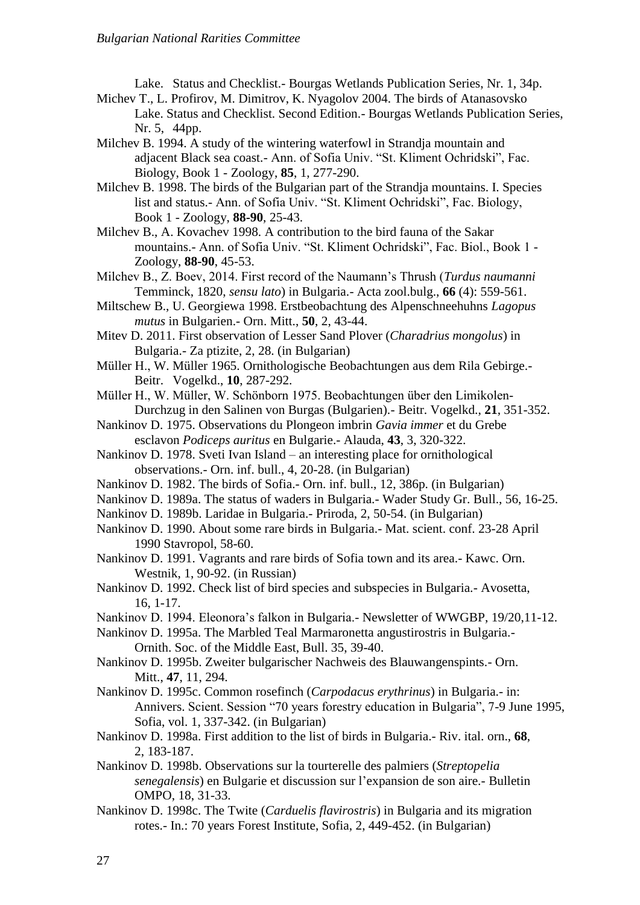Lake. Status and Checklist.- Bourgas Wetlands Publication Series, Nr. 1, 34p.

Michev T., L. Profirov, M. Dimitrov, K. Nyagolov 2004. The birds of Atanasovsko Lake. Status and Checklist. Second Edition.- Bourgas Wetlands Publication Series, Nr. 5, 44pp.

Milchev B. 1994. A study of the wintering waterfowl in Strandja mountain and adjacent Black sea coast.- Ann. of Sofia Univ. "St. Kliment Ochridski", Fac. Biology, Book 1 - Zoology, **85**, 1, 277-290.

Milchev B. 1998. The birds of the Bulgarian part of the Strandja mountains. I. Species list and status.- Ann. of Sofia Univ. "St. Kliment Ochridski", Fac. Biology, Book 1 - Zoology, **88-90**, 25-43.

Milchev B., A. Kovachev 1998. A contribution to the bird fauna of the Sakar mountains.- Ann. of Sofia Univ. "St. Kliment Ochridski", Fac. Biol., Book 1 - Zoology, **88-90**, 45-53.

Milchev B., Z. Boev, 2014. First record of the Naumann's Thrush (*Turdus naumanni* Temminck, 1820, *sensu lato*) in Bulgaria.- Acta zool.bulg., **66** (4): 559-561.

Miltschew B., U. Georgiewa 1998. Erstbeobachtung des Alpenschneehuhns *Lagopus mutus* in Bulgarien.- Orn. Mitt., **50**, 2, 43-44.

Mitev D. 2011. First observation of Lesser Sand Plover (*Charadrius mongolus*) in Bulgaria.- Za ptizite, 2, 28. (in Bulgarian)

Müller H., W. Müller 1965. Ornithologische Beobachtungen aus dem Rila Gebirge.- Beitr. Vogelkd., **10**, 287-292.

Müller H., W. Müller, W. Schönborn 1975. Beobachtungen über den Limikolen-Durchzug in den Salinen von Burgas (Bulgarien).- Beitr. Vogelkd., **21**, 351-352.

Nankinov D. 1975. Observations du Plongeon imbrin *Gavia immer* et du Grebe esclavon *Podiceps auritus* en Bulgarie.- Alauda, **43**, 3, 320-322.

Nankinov D. 1978. Sveti Ivan Island – an interesting place for ornithological observations.- Orn. inf. bull., 4, 20-28. (in Bulgarian)

Nankinov D. 1982. The birds of Sofia.- Orn. inf. bull., 12, 386p. (in Bulgarian)

Nankinov D. 1989a. The status of waders in Bulgaria.- Wader Study Gr. Bull., 56, 16-25.

Nankinov D. 1989b. Laridae in Bulgaria.- Priroda, 2, 50-54. (in Bulgarian)

Nankinov D. 1990. About some rare birds in Bulgaria.- Mat. scient. conf. 23-28 April 1990 Stavropol, 58-60.

Nankinov D. 1991. Vagrants and rare birds of Sofia town and its area.- Kawc. Orn. Westnik, 1, 90-92. (in Russian)

Nankinov D. 1992. Check list of bird species and subspecies in Bulgaria.- Avosetta, 16, 1-17.

Nankinov D. 1994. Eleonora's falkon in Bulgaria.- Newsletter of WWGBP, 19/20,11-12.

Nankinov D. 1995a. The Marbled Teal Marmaronetta angustirostris in Bulgaria.- Ornith. Soc. of the Middle East, Bull. 35, 39-40.

Nankinov D. 1995b. Zweiter bulgarischer Nachweis des Blauwangenspints.- Orn. Mitt., **47**, 11, 294.

Nankinov D. 1995c. Common rosefinch (*Carpodacus erythrinus*) in Bulgaria.- in: Annivers. Scient. Session "70 years forestry education in Bulgaria", 7-9 June 1995, Sofia, vol. 1, 337-342. (in Bulgarian)

Nankinov D. 1998a. First addition to the list of birds in Bulgaria.- Riv. ital. orn., **68**, 2, 183-187.

Nankinov D. 1998b. Observations sur la tourterelle des palmiers (*Streptopelia senegalensis*) en Bulgarie et discussion sur l'expansion de son aire.- Bulletin OMPO, 18, 31-33.

Nankinov D. 1998c. The Twite (*Carduelis flavirostris*) in Bulgaria and its migration rotes.- In.: 70 years Forest Institute, Sofia, 2, 449-452. (in Bulgarian)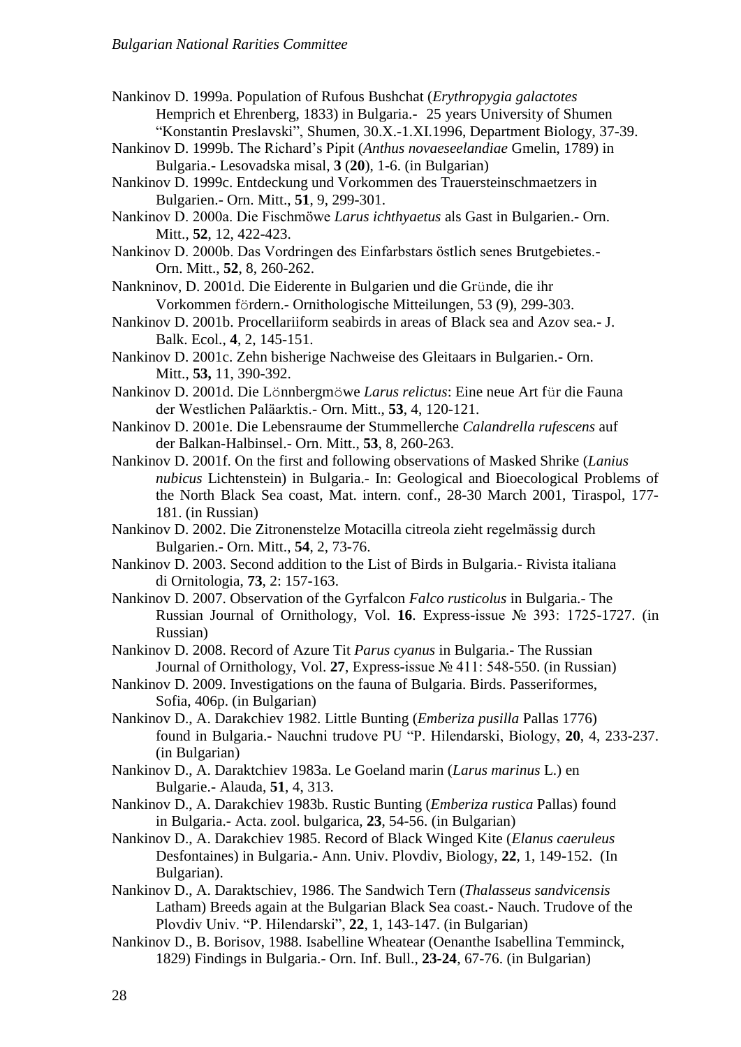Nankinov D. 1999a. Population of Rufous Bushchat (*Erythropygia galactotes* Hemprich et Ehrenberg, 1833) in Bulgaria.- 25 years University of Shumen "Konstantin Preslavski", Shumen, 30.X.-1.XI.1996, Department Biology, 37-39.

Nankinov D. 1999b. The Richard's Pipit (*Anthus novaeseelandiae* Gmelin, 1789) in Bulgaria.- Lesovadska misal, **3** (**20**), 1-6. (in Bulgarian)

Nankinov D. 1999c. Entdeckung und Vorkommen des Trauersteinschmaetzers in Bulgarien.- Orn. Mitt., **51**, 9, 299-301.

Nankinov D. 2000a. Die Fischmöwe *Larus ichthyaetus* als Gast in Bulgarien.- Orn. Mitt., **52**, 12, 422-423.

Nankinov D. 2000b. Das Vordringen des Einfarbstars östlich senes Brutgebietes.- Orn. Mitt., **52**, 8, 260-262.

Nankninov, D. 2001d. Die Eiderente in Bulgarien und die Gründe, die ihr Vorkommen fördern.- Ornithologische Mitteilungen, 53 (9), 299-303.

Nankinov D. 2001b. Procellariiform seabirds in areas of Black sea and Azov sea.- J. Balk. Ecol., **4**, 2, 145-151.

Nankinov D. 2001c. Zehn bisherige Nachweise des Gleitaars in Bulgarien.- Orn. Mitt., **53,** 11, 390-392.

Nankinov D. 2001d. Die Lönnbergmöwe *Larus relictus*: Eine neue Art für die Fauna der Westlichen Paläarktis.- Orn. Mitt., **53**, 4, 120-121.

Nankinov D. 2001e. Die Lebensraume der Stummellerche *Calandrella rufescens* auf der Balkan-Halbinsel.- Orn. Mitt., **53**, 8, 260-263.

Nankinov D. 2001f. On the first and following observations of Masked Shrike (*Lanius nubicus* Lichtenstein) in Bulgaria.- In: Geological and Bioecological Problems of the North Black Sea coast, Mat. intern. conf., 28-30 March 2001, Tiraspol, 177-181. (in Russian)

Nankinov D. 2002. Die Zitronenstelze Motacilla citreola zieht regelmässig durch Bulgarien.- Orn. Mitt., **54**, 2, 73-76.

Nankinov D. 2003. Second addition to the List of Birds in Bulgaria.- Rivista italiana di Ornitologia, **73**, 2: 157-163.

Nankinov D. 2007. Observation of the Gyrfalcon *Falco rusticolus* in Bulgaria.- The Russian Journal of Ornithology, Vol. **16**. Express-issue № 393: 1725-1727. (in Russian)

Nankinov D. 2008. Record of Azure Tit *Parus cyanus* in Bulgaria.- The Russian Journal of Ornithology, Vol. **27**, Express-issue № 411: 548-550. (in Russian)

Nankinov D. 2009. Investigations on the fauna of Bulgaria. Birds. Passeriformes, Sofia, 406p. (in Bulgarian)

Nankinov D., A. Darakchiev 1982. Little Bunting (*Emberiza pusilla* Pallas 1776) found in Bulgaria.- Nauchni trudove PU "P. Hilendarski, Biology, **20**, 4, 233-237. (in Bulgarian)

Nankinov D., A. Daraktchiev 1983a. Le Goeland marin (*Larus marinus* L.) en Bulgarie.- Alauda, **51**, 4, 313.

Nankinov D., A. Darakchiev 1983b. Rustic Bunting (*Emberiza rustica* Pallas) found in Bulgaria.- Acta. zool. bulgarica, **23**, 54-56. (in Bulgarian)

Nankinov D., A. Darakchiev 1985. Record of Black Winged Kite (*Elanus caeruleus* Desfontaines) in Bulgaria.- Ann. Univ. Plovdiv, Biology, **22**, 1, 149-152. (In Bulgarian).

Nankinov D., A. Daraktschiev, 1986. The Sandwich Tern (*Thalasseus sandvicensis* Latham) Breeds again at the Bulgarian Black Sea coast.- Nauch. Trudove of the Plovdiv Univ. "P. Hilendarski", **22**, 1, 143-147. (in Bulgarian)

Nankinov D., B. Borisov, 1988. Isabelline Wheatear (Oenanthe Isabellina Temminck, 1829) Findings in Bulgaria.- Orn. Inf. Bull., **23-24**, 67-76. (in Bulgarian)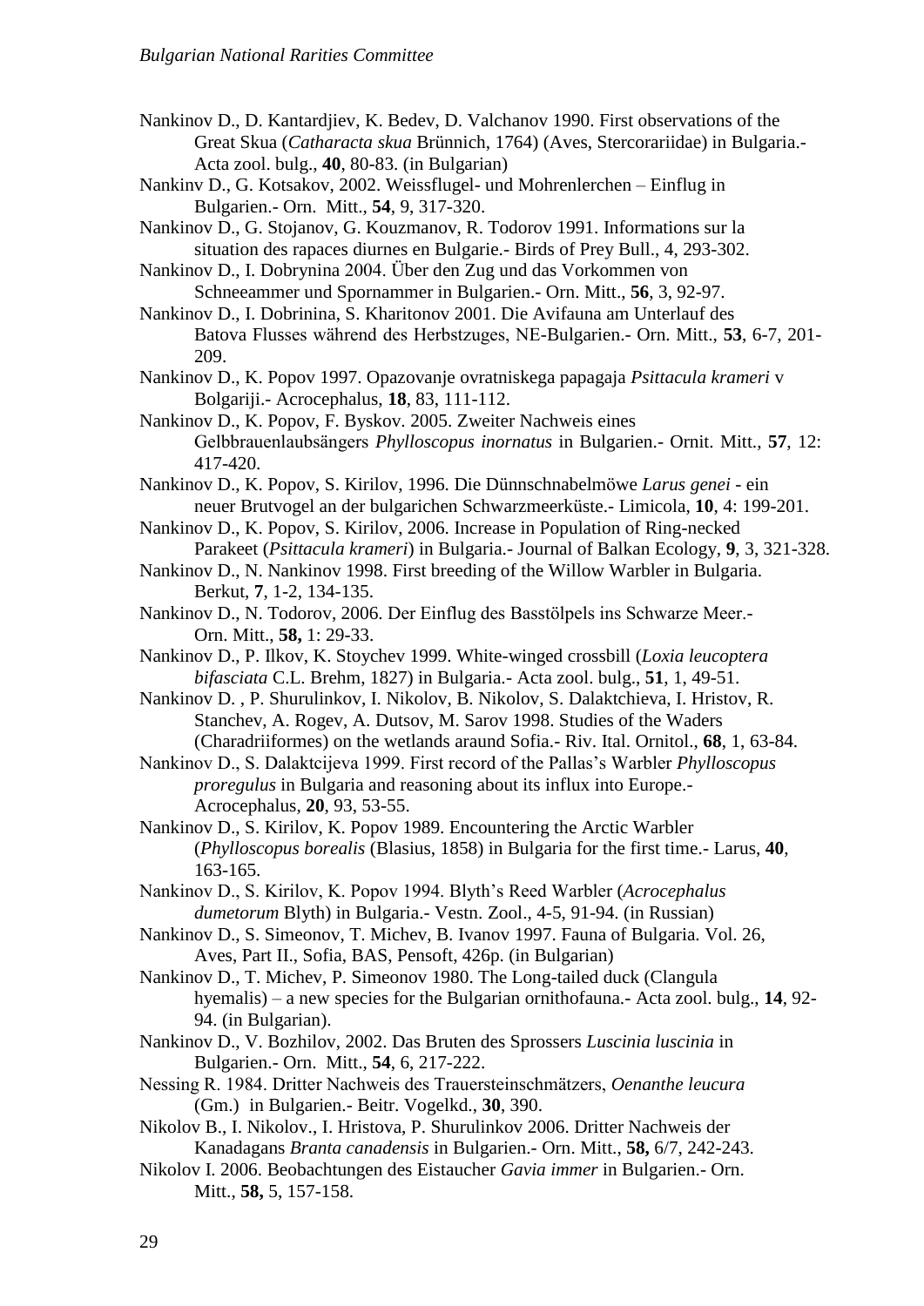Nankinov D., D. Kantardjiev, K. Bedev, D. Valchanov 1990. First observations of the Great Skua (*Catharacta skua* Brünnich, 1764) (Aves, Stercorariidae) in Bulgaria.- Acta zool. bulg., **40**, 80-83. (in Bulgarian)

Nankinv D., G. Kotsakov, 2002. Weissflugel- und Mohrenlerchen – Einflug in Bulgarien.- Orn. Mitt., **54**, 9, 317-320.

Nankinov D., G. Stojanov, G. Kouzmanov, R. Todorov 1991. Informations sur la situation des rapaces diurnes en Bulgarie.- Birds of Prey Bull., 4, 293-302.

Nankinov D., I. Dobrynina 2004. Über den Zug und das Vorkommen von Schneeammer und Spornammer in Bulgarien.- Orn. Mitt., **56**, 3, 92-97.

Nankinov D., I. Dobrinina, S. Kharitonov 2001. Die Avifauna am Unterlauf des Batova Flusses während des Herbstzuges, NE-Bulgarien.- Orn. Mitt., **53**, 6-7, 201-209.

Nankinov D., K. Popov 1997. Opazovanje ovratniskega papagaja *Psittacula krameri* v Bolgariji.- Acrocephalus, **18**, 83, 111-112.

Nankinov D., K. Popov, F. Byskov. 2005. Zweiter Nachweis eines Gelbbrauenlaubsängers *Phylloscopus inornatus* in Bulgarien.- Ornit. Mitt., **57**, 12: 417-420.

Nankinov D., K. Popov, S. Kirilov, 1996. Die Dünnschnabelmöwe *Larus genei* - ein neuer Brutvogel an der bulgarichen Schwarzmeerküste.- Limicola, **10**, 4: 199-201.

Nankinov D., K. Popov, S. Kirilov, 2006. Increase in Population of Ring-necked Parakeet (*Psittacula krameri*) in Bulgaria.- Journal of Balkan Ecology, **9**, 3, 321-328.

Nankinov D., N. Nankinov 1998. First breeding of the Willow Warbler in Bulgaria. Berkut, **7**, 1-2, 134-135.

Nankinov D., N. Todorov, 2006. Der Einflug des Basstölpels ins Schwarze Meer.- Orn. Mitt., **58,** 1: 29-33.

Nankinov D., P. Ilkov, K. Stoychev 1999. White-winged crossbill (*Loxia leucoptera bifasciata* C.L. Brehm, 1827) in Bulgaria.- Acta zool. bulg., **51**, 1, 49-51.

Nankinov D. , P. Shurulinkov, I. Nikolov, B. Nikolov, S. Dalaktchieva, I. Hristov, R. Stanchev, A. Rogev, A. Dutsov, M. Sarov 1998. Studies of the Waders (Charadriiformes) on the wetlands araund Sofia.- Riv. Ital. Ornitol., **68**, 1, 63-84.

Nankinov D., S. Dalaktcijeva 1999. First record of the Pallas's Warbler *Phylloscopus proregulus* in Bulgaria and reasoning about its influx into Europe.- Acrocephalus, **20**, 93, 53-55.

Nankinov D., S. Kirilov, K. Popov 1989. Encountering the Arctic Warbler (*Phylloscopus borealis* (Blasius, 1858) in Bulgaria for the first time.- Larus, **40**, 163-165.

Nankinov D., S. Kirilov, K. Popov 1994. Blyth's Reed Warbler (*Acrocephalus dumetorum* Blyth) in Bulgaria.- Vestn. Zool., 4-5, 91-94. (in Russian)

Nankinov D., S. Simeonov, T. Michev, B. Ivanov 1997. Fauna of Bulgaria. Vol. 26, Aves, Part II., Sofia, BAS, Pensoft, 426p. (in Bulgarian)

Nankinov D., T. Michev, P. Simeonov 1980. The Long-tailed duck (Clangula hyemalis) – a new species for the Bulgarian ornithofauna.- Acta zool. bulg., **14**, 92-94. (in Bulgarian).

Nankinov D., V. Bozhilov, 2002. Das Bruten des Sprossers *Luscinia luscinia* in Bulgarien.- Orn. Mitt., **54**, 6, 217-222.

Nessing R. 1984. Dritter Nachweis des Trauersteinschmätzers, *Oenanthe leucura* (Gm.) in Bulgarien.- Beitr. Vogelkd., **30**, 390.

Nikolov B., I. Nikolov., I. Hristova, P. Shurulinkov 2006. Dritter Nachweis der Kanadagans *Branta canadensis* in Bulgarien.- Orn. Mitt., **58,** 6/7, 242-243.

Nikolov I. 2006. Beobachtungen des Eistaucher *Gavia immer* in Bulgarien.- Orn. Mitt., **58,** 5, 157-158.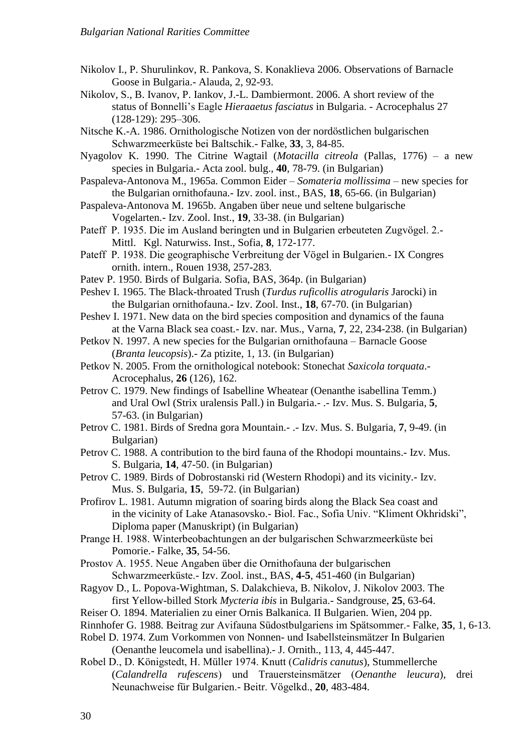Nikolov I., P. Shurulinkov, R. Pankova, S. Konaklieva 2006. Observations of Barnacle Goose in Bulgaria.- Alauda, 2, 92-93.

Nikolov, S., B. Ivanov, P. Iankov, J.-L. Dambiermont. 2006. A short review of the status of Bonnelli's Eagle *Hieraaetus fasciatus* in Bulgaria. - Acrocephalus 27 (128-129): 295–306.

Nitsche K.-A. 1986. Ornithologische Notizen von der nordöstlichen bulgarischen Schwarzmeerküste bei Baltschik.- Falke, **33**, 3, 84-85.

Nyagolov K. 1990. The Citrine Wagtail (*Motacilla citreola* (Pallas, 1776) – a new species in Bulgaria.- Acta zool. bulg., **40**, 78-79. (in Bulgarian)

Paspaleva-Antonova M., 1965a. Common Eider – *Somateria mollissima* – new species for the Bulgarian ornithofauna.- Izv. zool. inst., BAS, **18**, 65-66. (in Bulgarian)

Paspaleva-Antonova M. 1965b. Angaben über neue und seltene bulgarische Vogelarten.- Izv. Zool. Inst., **19**, 33-38. (in Bulgarian)

Pateff P. 1935. Die im Ausland beringten und in Bulgarien erbeuteten Zugvögel. 2.- Mittl. Kgl. Naturwiss. Inst., Sofia, **8**, 172-177.

Pateff P. 1938. Die geographische Verbreitung der Vögel in Bulgarien.- IX Congres ornith. intern., Rouen 1938, 257-283.

Patev P. 1950. Birds of Bulgaria. Sofia, BAS, 364p. (in Bulgarian)

Peshev I. 1965. The Black-throated Trush (*Turdus ruficollis atrogularis* Jarocki) in the Bulgarian ornithofauna.- Izv. Zool. Inst., **18**, 67-70. (in Bulgarian)

Peshev I. 1971. New data on the bird species composition and dynamics of the fauna at the Varna Black sea coast.- Izv. nar. Mus., Varna, **7**, 22, 234-238. (in Bulgarian)

Petkov N. 1997. A new species for the Bulgarian ornithofauna – Barnacle Goose (*Branta leucopsis*).- Za ptizite, 1, 13. (in Bulgarian)

Petkov N. 2005. From the ornithological notebook: Stonechat *Saxicola torquata*.- Acrocephalus, **26** (126), 162.

Petrov C. 1979. New findings of Isabelline Wheatear (Oenanthe isabellina Temm.) and Ural Owl (Strix uralensis Pall.) in Bulgaria.- .- Izv. Mus. S. Bulgaria, **5**, 57-63. (in Bulgarian)

Petrov C. 1981. Birds of Sredna gora Mountain.- .- Izv. Mus. S. Bulgaria, **7**, 9-49. (in Bulgarian)

Petrov C. 1988. A contribution to the bird fauna of the Rhodopi mountains.- Izv. Mus. S. Bulgaria, **14**, 47-50. (in Bulgarian)

Petrov C. 1989. Birds of Dobrostanski rid (Western Rhodopi) and its vicinity.- Izv. Mus. S. Bulgaria, **15**, 59-72. (in Bulgarian)

Profirov L. 1981. Autumn migration of soaring birds along the Black Sea coast and in the vicinity of Lake Atanasovsko.- Biol. Fac., Sofia Univ. "Kliment Okhridski", Diploma paper (Manuskript) (in Bulgarian)

Prange H. 1988. Winterbeobachtungen an der bulgarischen Schwarzmeerküste bei Pomorie.- Falke, **35**, 54-56.

Prostov A. 1955. Neue Angaben über die Ornithofauna der bulgarischen Schwarzmeerküste.- Izv. Zool. inst., BAS, **4-5**, 451-460 (in Bulgarian)

Ragyov D., L. Popova-Wightman, S. Dalakchieva, B. Nikolov, J. Nikolov 2003. The first Yellow-billed Stork *Mycteria ibis* in Bulgaria.- Sandgrouse, **25**, 63-64.

Reiser O. 1894. Materialien zu einer Ornis Balkanica. II Bulgarien. Wien, 204 pp.

Rinnhofer G. 1988. Beitrag zur Avifauna Südostbulgariens im Spätsommer.- Falke, **35**, 1, 6-13.

Robel D. 1974. Zum Vorkommen von Nonnen- und Isabellsteinsmätzer In Bulgarien (Oenanthe leucomela und isabellina).- J. Ornith., 113, 4, 445-447.

Robel D., D. Königstedt, H. Müller 1974. Knutt (*Calidris canutus*), Stummellerche (*Calandrella rufescens*) und Trauersteinsmätzer (*Oenanthe leucura*), drei Neunachweise für Bulgarien.- Beitr. Vögelkd., **20**, 483-484.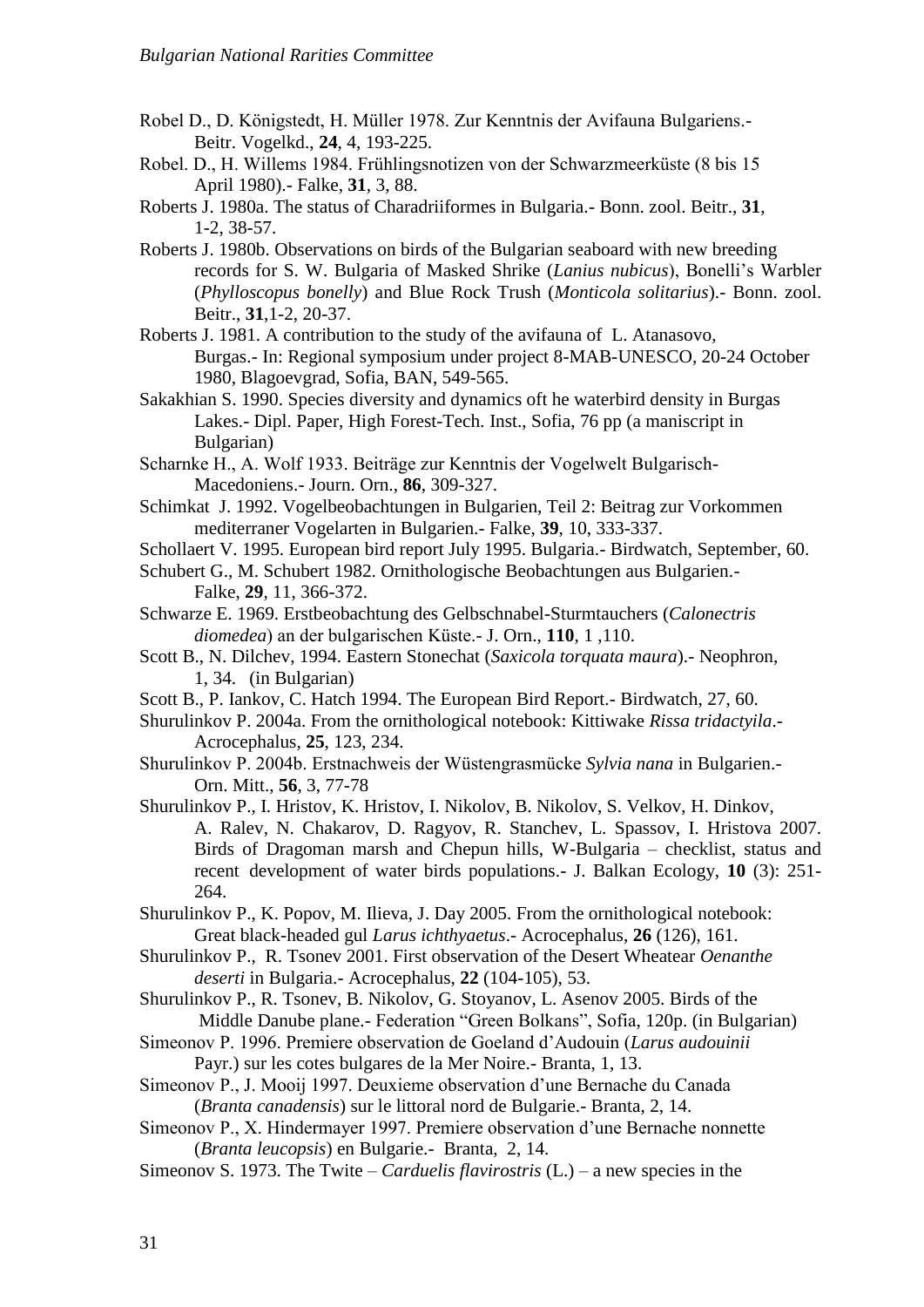Robel D., D. Königstedt, H. Müller 1978. Zur Kenntnis der Avifauna Bulgariens.- Beitr. Vogelkd., **24**, 4, 193-225.

Robel. D., H. Willems 1984. Frühlingsnotizen von der Schwarzmeerküste (8 bis 15 April 1980).- Falke, **31**, 3, 88.

Roberts J. 1980a. The status of Charadriiformes in Bulgaria.- Bonn. zool. Beitr., **31**, 1-2, 38-57.

Roberts J. 1980b. Observations on birds of the Bulgarian seaboard with new breeding records for S. W. Bulgaria of Masked Shrike (*Lanius nubicus*), Bonelli's Warbler (*Phylloscopus bonelly*) and Blue Rock Trush (*Monticola solitarius*).- Bonn. zool. Beitr., **31**,1-2, 20-37.

Roberts J. 1981. A contribution to the study of the avifauna of L. Atanasovo, Burgas.- In: Regional symposium under project 8-MAB-UNESCO, 20-24 October 1980, Blagoevgrad, Sofia, BAN, 549-565.

Sakakhian S. 1990. Species diversity and dynamics oft he waterbird density in Burgas Lakes.- Dipl. Paper, High Forest-Tech. Inst., Sofia, 76 pp (a maniscript in Bulgarian)

Scharnke H., A. Wolf 1933. Beiträge zur Kenntnis der Vogelwelt Bulgarisch-Macedoniens.- Journ. Orn., **86**, 309-327.

Schimkat J. 1992. Vogelbeobachtungen in Bulgarien, Teil 2: Beitrag zur Vorkommen mediterraner Vogelarten in Bulgarien.- Falke, **39**, 10, 333-337.

Schollaert V. 1995. European bird report July 1995. Bulgaria.- Birdwatch, September, 60.

Schubert G., M. Schubert 1982. Ornithologische Beobachtungen aus Bulgarien.- Falke, **29**, 11, 366-372.

Schwarze E. 1969. Erstbeobachtung des Gelbschnabel-Sturmtauchers (*Calonectris diomedea*) an der bulgarischen Küste.- J. Orn., **110**, 1 ,110.

Scott B., N. Dilchev, 1994. Eastern Stonechat (*Saxicola torquata maura*).- Neophron, 1, 34. (in Bulgarian)

Scott B., P. Iankov, C. Hatch 1994. The European Bird Report.- Birdwatch, 27, 60.

Shurulinkov P. 2004a. From the ornithological notebook: Kittiwake *Rissa tridactyila*.- Acrocephalus, **25**, 123, 234.

Shurulinkov P. 2004b. Erstnachweis der Wüstengrasmücke *Sylvia nana* in Bulgarien.- Orn. Mitt., **56**, 3, 77-78

Shurulinkov P., I. Hristov, K. Hristov, I. Nikolov, B. Nikolov, S. Velkov, H. Dinkov, A. Ralev, N. Chakarov, D. Ragyov, R. Stanchev, L. Spassov, I. Hristova 2007. Birds of Dragoman marsh and Chepun hills, W-Bulgaria – checklist, status and recent development of water birds populations.- J. Balkan Ecology, **10** (3): 251-264.

Shurulinkov P., K. Popov, M. Ilieva, J. Day 2005. From the ornithological notebook: Great black-headed gul *Larus ichthyaetus*.- Acrocephalus, **26** (126), 161.

Shurulinkov P., R. Tsonev 2001. First observation of the Desert Wheatear *Oenanthe deserti* in Bulgaria.- Acrocephalus, **22** (104-105), 53.

Shurulinkov P., R. Tsonev, B. Nikolov, G. Stoyanov, L. Asenov 2005. Birds of the Middle Danube plane.- Federation "Green Bolkans", Sofia, 120p. (in Bulgarian)

Simeonov P. 1996. Premiere observation de Goeland d'Audouin (*Larus audouinii* Payr.) sur les cotes bulgares de la Mer Noire.- Branta, 1, 13.

Simeonov P., J. Mooij 1997. Deuxieme observation d'une Bernache du Canada (*Branta canadensis*) sur le littoral nord de Bulgarie.- Branta, 2, 14.

Simeonov P., X. Hindermayer 1997. Premiere observation d'une Bernache nonnette (*Branta leucopsis*) en Bulgarie.- Branta, 2, 14.

Simeonov S. 1973. The Twite – *Carduelis flavirostris* (L.) – a new species in the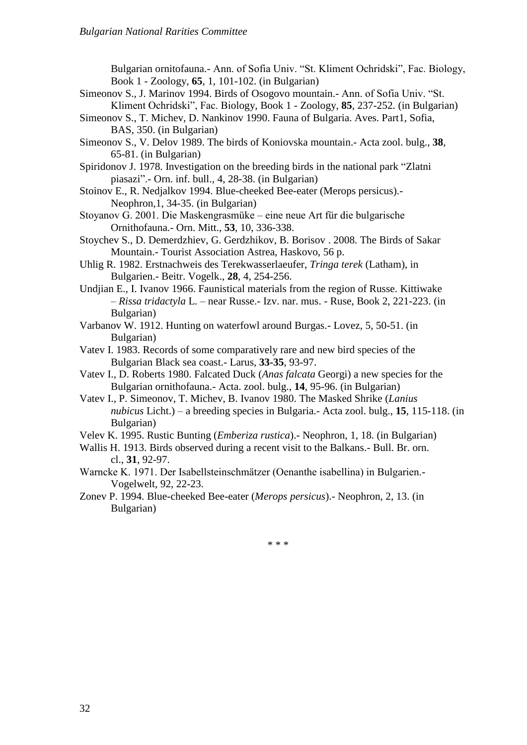Bulgarian ornitofauna.- Ann. of Sofia Univ. “St. Kliment Ochridski”, Fac. Biology, Book 1 - Zoology, **65**, 1, 101-102. (in Bulgarian)

Simeonov S., J. Marinov 1994. Birds of Osogovo mountain.- Ann. of Sofia Univ. “St. Kliment Ochridski”, Fac. Biology, Book 1 - Zoology, **85**, 237-252. (in Bulgarian)

Simeonov S., T. Michev, D. Nankinov 1990. Fauna of Bulgaria. Aves. Part1, Sofia, BAS, 350. (in Bulgarian)

Simeonov S., V. Delov 1989. The birds of Koniovska mountain.- Acta zool. bulg., **38**, 65-81. (in Bulgarian)

Spiridonov J. 1978. Investigation on the breeding birds in the national park “Zlatni piasazi”.- Orn. inf. bull., 4, 28-38. (in Bulgarian)

Stoinov E., R. Nedjalkov 1994. Blue-cheeked Bee-eater (Merops persicus).- Neophron,1, 34-35. (in Bulgarian)

Stoyanov G. 2001. Die Maskengrasmüke – eine neue Art für die bulgarische Ornithofauna.- Orn. Mitt., **53**, 10, 336-338.

Stoychev S., D. Demerdzhiev, G. Gerdzhikov, B. Borisov . 2008. The Birds of Sakar Mountain.- Tourist Association Astrea, Haskovo, 56 p.

Uhlig R. 1982. Erstnachweis des Terekwasserlaeufer, *Tringa terek* (Latham), in Bulgarien.- Beitr. Vogelk., **28**, 4, 254-256.

Undjian E., I. Ivanov 1966. Faunistical materials from the region of Russe. Kittiwake – *Rissa tridactyla* L. – near Russe.- Izv. nar. mus. - Ruse, Book 2, 221-223. (in Bulgarian)

Varbanov W. 1912. Hunting on waterfowl around Burgas.- Lovez, 5, 50-51. (in Bulgarian)

Vatev I. 1983. Records of some comparatively rare and new bird species of the Bulgarian Black sea coast.- Larus, **33-35**, 93-97.

Vatev I., D. Roberts 1980. Falcated Duck (*Anas falcata* Georgi) a new species for the Bulgarian ornithofauna.- Acta. zool. bulg., **14**, 95-96. (in Bulgarian)

Vatev I., P. Simeonov, T. Michev, B. Ivanov 1980. The Masked Shrike (*Lanius nubicus* Licht.) – a breeding species in Bulgaria.- Acta zool. bulg., **15**, 115-118. (in Bulgarian)

Velev K. 1995. Rustic Bunting (*Emberiza rustica*).- Neophron, 1, 18. (in Bulgarian)

Wallis H. 1913. Birds observed during a recent visit to the Balkans.- Bull. Br. orn. cl., **31**, 92-97.

Warncke K. 1971. Der Isabellsteinschmätzer (Oenanthe isabellina) in Bulgarien.- Vogelwelt, 92, 22-23.

Zonev P. 1994. Blue-cheeked Bee-eater (*Merops persicus*).- Neophron, 2, 13. (in Bulgarian)

\* \* \*